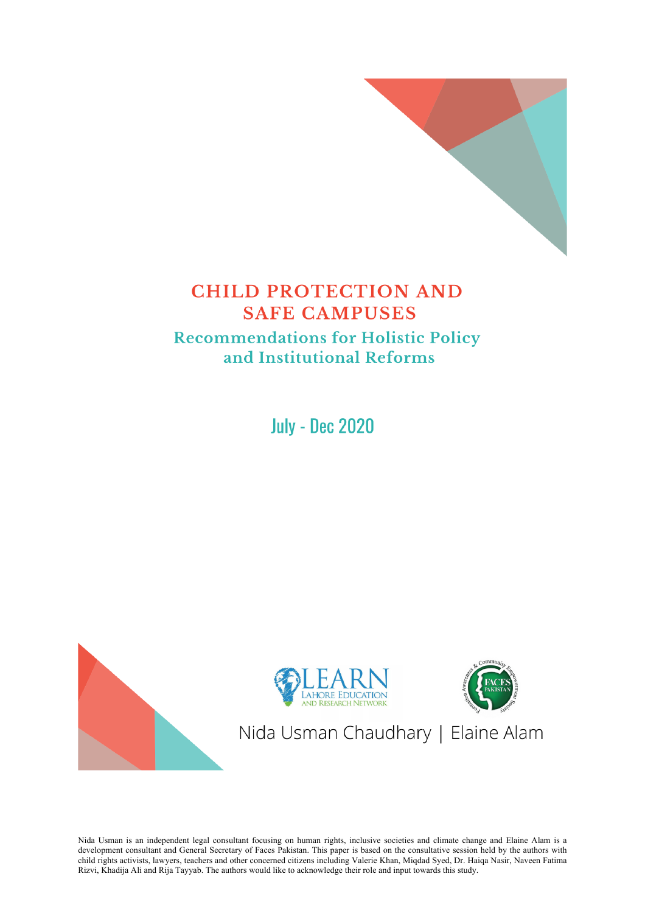# CHILD PROTECTION AND SAFE CAMPUSES

## Recommendations for Holistic Policy and Institutional Reforms

July - Dec 2020

LEARN LAHORE EDUCATION AND RESEARCH NETWORK

FACES PAKISTAN — Formation Awareness & Community Empowerment Society

Nida Usman Chaudhary | Elaine Alam

Nida Usman is an independent legal consultant focusing on human rights, inclusive societies and climate change and Elaine Alam is a development consultant and General Secretary of Faces Pakistan. This paper is based on the consultative session held by the authors with child rights activists, lawyers, teachers and other concerned citizens including Valerie Khan, Miqdad Syed, Dr. Haiqa Nasir, Naveen Fatima Rizvi, Khadija Ali and Rija Tayyab. The authors would like to acknowledge their role and input towards this study.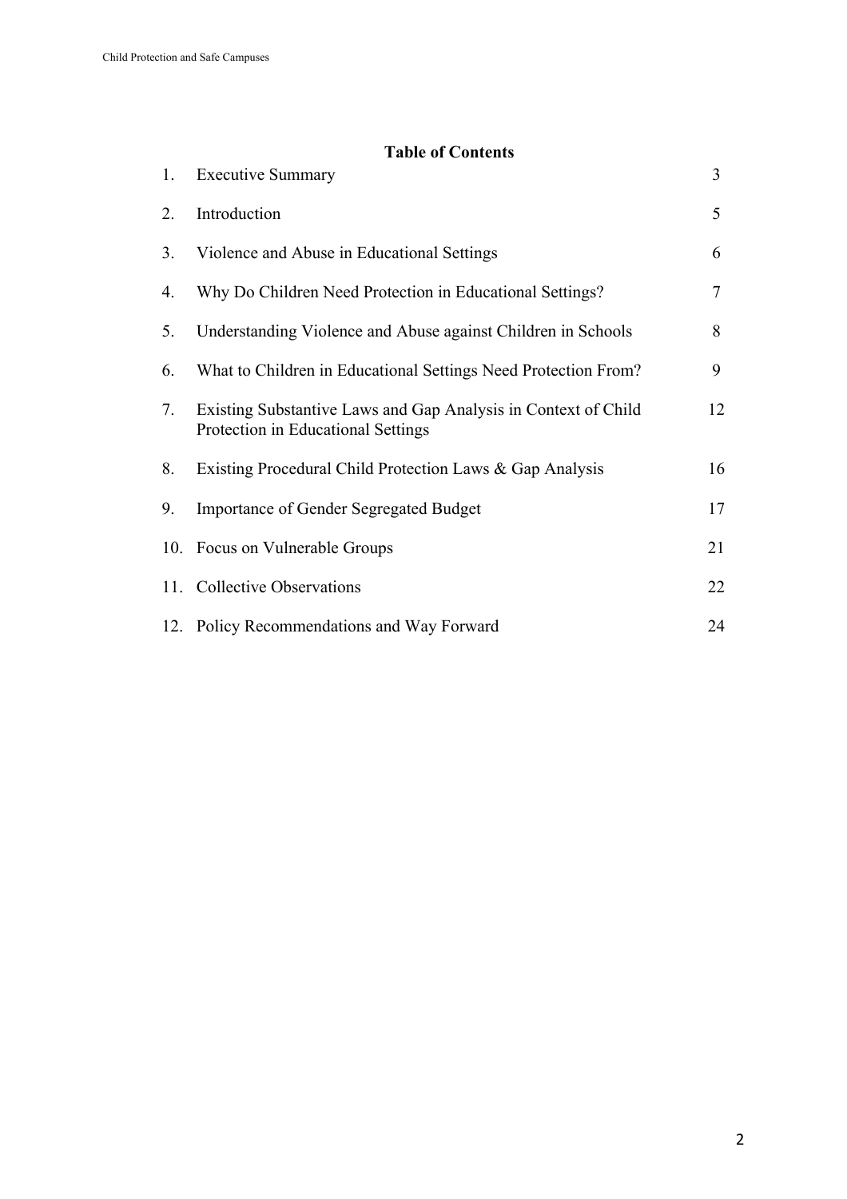## Table of Contents

| | | |
|---|---|---|
| 1. | Executive Summary | 3 |
| 2. | Introduction | 5 |
| 3. | Violence and Abuse in Educational Settings | 6 |
| 4. | Why Do Children Need Protection in Educational Settings? | 7 |
| 5. | Understanding Violence and Abuse against Children in Schools | 8 |
| 6. | What to Children in Educational Settings Need Protection From? | 9 |
| 7. | Existing Substantive Laws and Gap Analysis in Context of Child Protection in Educational Settings | 12 |
| 8. | Existing Procedural Child Protection Laws & Gap Analysis | 16 |
| 9. | Importance of Gender Segregated Budget | 17 |
| 10. | Focus on Vulnerable Groups | 21 |
| 11. | Collective Observations | 22 |
| 12. | Policy Recommendations and Way Forward | 24 |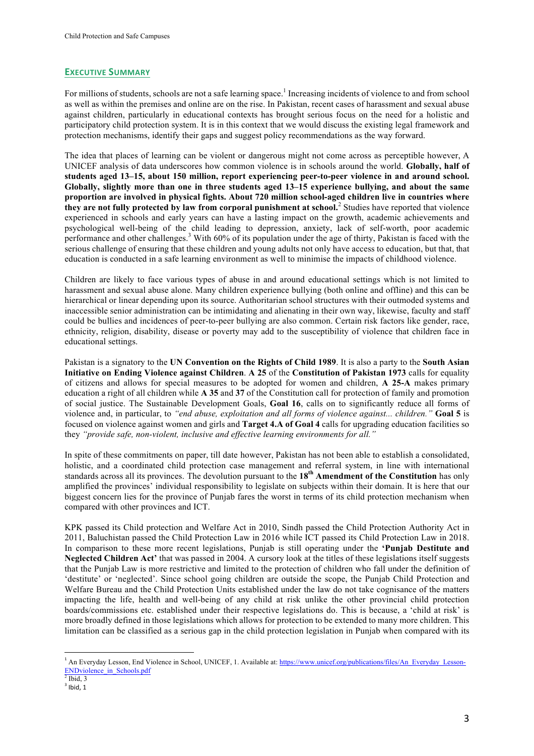## EXECUTIVE SUMMARY

For millions of students, schools are not a safe learning space.[1] Increasing incidents of violence to and from school as well as within the premises and online are on the rise. In Pakistan, recent cases of harassment and sexual abuse against children, particularly in educational contexts has brought serious focus on the need for a holistic and participatory child protection system. It is in this context that we would discuss the existing legal framework and protection mechanisms, identify their gaps and suggest policy recommendations as the way forward.

The idea that places of learning can be violent or dangerous might not come across as perceptible however, A UNICEF analysis of data underscores how common violence is in schools around the world. **Globally, half of students aged 13–15, about 150 million, report experiencing peer-to-peer violence in and around school. Globally, slightly more than one in three students aged 13–15 experience bullying, and about the same proportion are involved in physical fights. About 720 million school-aged children live in countries where they are not fully protected by law from corporal punishment at school.**[2] Studies have reported that violence experienced in schools and early years can have a lasting impact on the growth, academic achievements and psychological well-being of the child leading to depression, anxiety, lack of self-worth, poor academic performance and other challenges.[3] With 60% of its population under the age of thirty, Pakistan is faced with the serious challenge of ensuring that these children and young adults not only have access to education, but that, that education is conducted in a safe learning environment as well to minimise the impacts of childhood violence.

Children are likely to face various types of abuse in and around educational settings which is not limited to harassment and sexual abuse alone. Many children experience bullying (both online and offline) and this can be hierarchical or linear depending upon its source. Authoritarian school structures with their outmoded systems and inaccessible senior administration can be intimidating and alienating in their own way, likewise, faculty and staff could be bullies and incidences of peer-to-peer bullying are also common. Certain risk factors like gender, race, ethnicity, religion, disability, disease or poverty may add to the susceptibility of violence that children face in educational settings.

Pakistan is a signatory to the **UN Convention on the Rights of Child 1989**. It is also a party to the **South Asian Initiative on Ending Violence against Children**. **A 25** of the **Constitution of Pakistan 1973** calls for equality of citizens and allows for special measures to be adopted for women and children, **A 25-A** makes primary education a right of all children while **A 35** and **37** of the Constitution call for protection of family and promotion of social justice. The Sustainable Development Goals, **Goal 16**, calls on to significantly reduce all forms of violence and, in particular, to *"end abuse, exploitation and all forms of violence against... children."* **Goal 5** is focused on violence against women and girls and **Target 4.A of Goal 4** calls for upgrading education facilities so they *"provide safe, non-violent, inclusive and effective learning environments for all."*

In spite of these commitments on paper, till date however, Pakistan has not been able to establish a consolidated, holistic, and a coordinated child protection case management and referral system, in line with international standards across all its provinces. The devolution pursuant to the **18th Amendment of the Constitution** has only amplified the provinces' individual responsibility to legislate on subjects within their domain. It is here that our biggest concern lies for the province of Punjab fares the worst in terms of its child protection mechanism when compared with other provinces and ICT.

KPK passed its Child protection and Welfare Act in 2010, Sindh passed the Child Protection Authority Act in 2011, Baluchistan passed the Child Protection Law in 2016 while ICT passed its Child Protection Law in 2018. In comparison to these more recent legislations, Punjab is still operating under the **'Punjab Destitute and Neglected Children Act'** that was passed in 2004. A cursory look at the titles of these legislations itself suggests that the Punjab Law is more restrictive and limited to the protection of children who fall under the definition of 'destitute' or 'neglected'. Since school going children are outside the scope, the Punjab Child Protection and Welfare Bureau and the Child Protection Units established under the law do not take cognisance of the matters impacting the life, health and well-being of any child at risk unlike the other provincial child protection boards/commissions etc. established under their respective legislations do. This is because, a 'child at risk' is more broadly defined in those legislations which allows for protection to be extended to many more children. This limitation can be classified as a serious gap in the child protection legislation in Punjab when compared with its

---

[1] An Everyday Lesson, End Violence in School, UNICEF, 1. Available at: https://www.unicef.org/publications/files/An_Everyday_Lesson-ENDviolence_in_Schools.pdf

[2] Ibid, 3

[3] Ibid, 1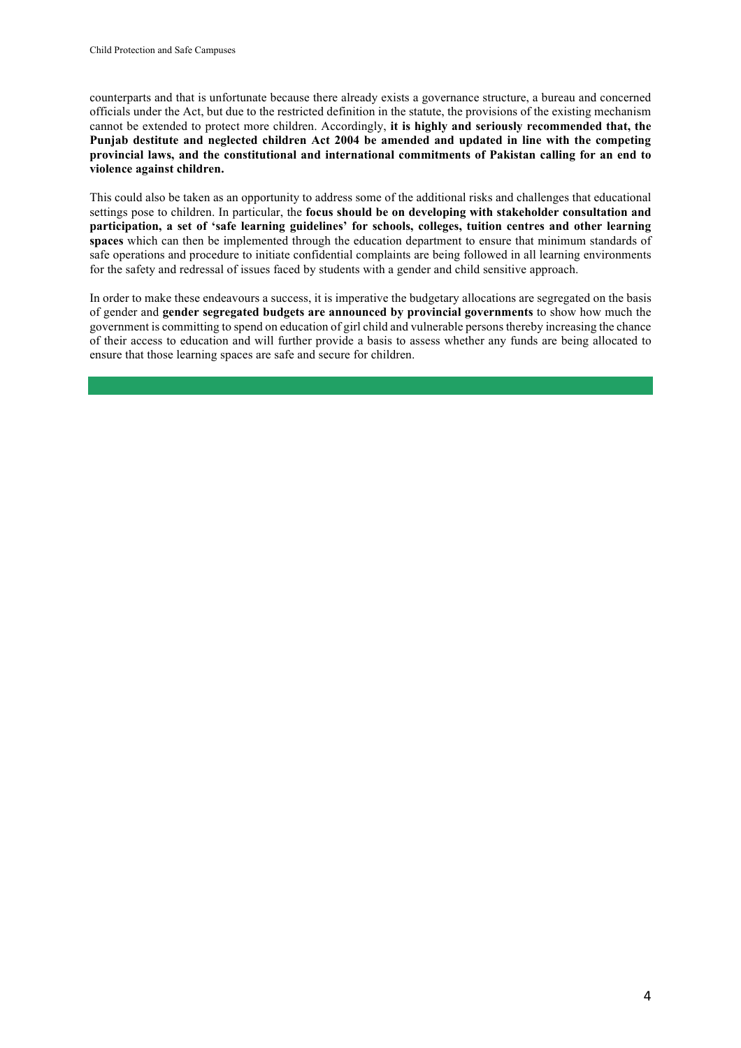counterparts and that is unfortunate because there already exists a governance structure, a bureau and concerned officials under the Act, but due to the restricted definition in the statute, the provisions of the existing mechanism cannot be extended to protect more children. Accordingly, **it is highly and seriously recommended that, the Punjab destitute and neglected children Act 2004 be amended and updated in line with the competing provincial laws, and the constitutional and international commitments of Pakistan calling for an end to violence against children.**

This could also be taken as an opportunity to address some of the additional risks and challenges that educational settings pose to children. In particular, the **focus should be on developing with stakeholder consultation and participation, a set of 'safe learning guidelines' for schools, colleges, tuition centres and other learning spaces** which can then be implemented through the education department to ensure that minimum standards of safe operations and procedure to initiate confidential complaints are being followed in all learning environments for the safety and redressal of issues faced by students with a gender and child sensitive approach.

In order to make these endeavours a success, it is imperative the budgetary allocations are segregated on the basis of gender and **gender segregated budgets are announced by provincial governments** to show how much the government is committing to spend on education of girl child and vulnerable persons thereby increasing the chance of their access to education and will further provide a basis to assess whether any funds are being allocated to ensure that those learning spaces are safe and secure for children.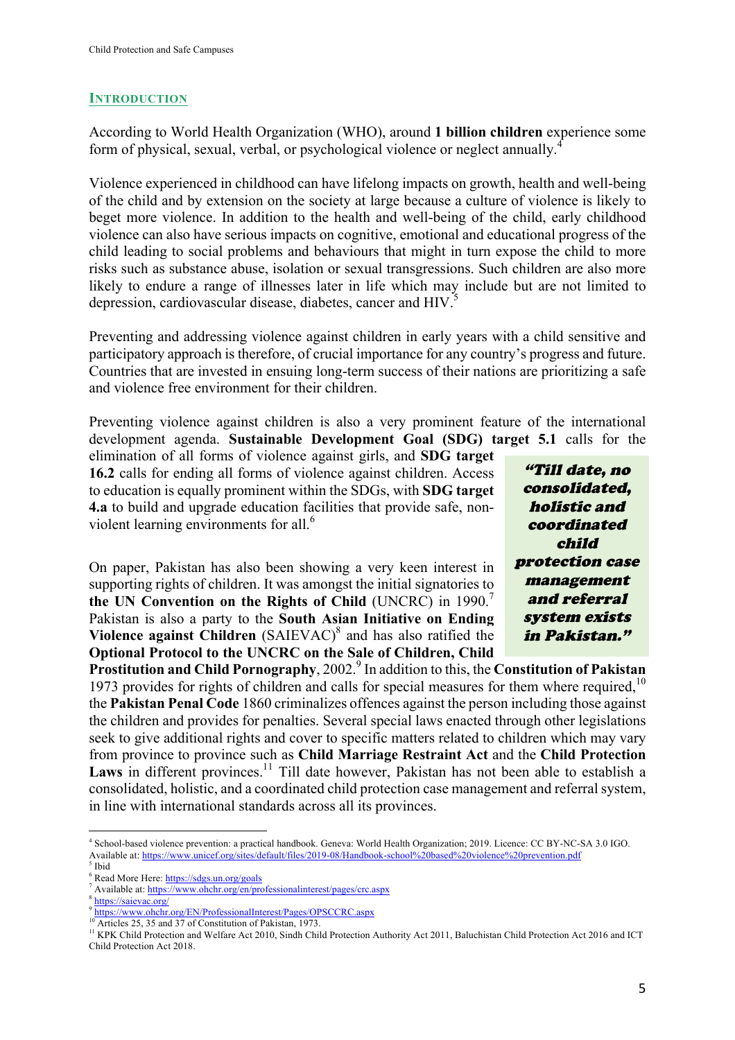## INTRODUCTION

According to World Health Organization (WHO), around **1 billion children** experience some form of physical, sexual, verbal, or psychological violence or neglect annually.[4]

Violence experienced in childhood can have lifelong impacts on growth, health and well-being of the child and by extension on the society at large because a culture of violence is likely to beget more violence. In addition to the health and well-being of the child, early childhood violence can also have serious impacts on cognitive, emotional and educational progress of the child leading to social problems and behaviours that might in turn expose the child to more risks such as substance abuse, isolation or sexual transgressions. Such children are also more likely to endure a range of illnesses later in life which may include but are not limited to depression, cardiovascular disease, diabetes, cancer and HIV.[5]

Preventing and addressing violence against children in early years with a child sensitive and participatory approach is therefore, of crucial importance for any country's progress and future. Countries that are invested in ensuing long-term success of their nations are prioritizing a safe and violence free environment for their children.

Preventing violence against children is also a very prominent feature of the international development agenda. **Sustainable Development Goal (SDG) target 5.1** calls for the elimination of all forms of violence against girls, and **SDG target 16.2** calls for ending all forms of violence against children. Access to education is equally prominent within the SDGs, with **SDG target 4.a** to build and upgrade education facilities that provide safe, non-violent learning environments for all.[6]

> ***"Till date, no consolidated, holistic and coordinated child protection case management and referral system exists in Pakistan."***

On paper, Pakistan has also been showing a very keen interest in supporting rights of children. It was amongst the initial signatories to **the UN Convention on the Rights of Child** (UNCRC) in 1990.[7] Pakistan is also a party to the **South Asian Initiative on Ending Violence against Children** (SAIEVAC)[8] and has also ratified the **Optional Protocol to the UNCRC on the Sale of Children, Child Prostitution and Child Pornography**, 2002.[9] In addition to this, the **Constitution of Pakistan** 1973 provides for rights of children and calls for special measures for them where required,[10] the **Pakistan Penal Code** 1860 criminalizes offences against the person including those against the children and provides for penalties. Several special laws enacted through other legislations seek to give additional rights and cover to specific matters related to children which may vary from province to province such as **Child Marriage Restraint Act** and the **Child Protection Laws** in different provinces.[11] Till date however, Pakistan has not been able to establish a consolidated, holistic, and a coordinated child protection case management and referral system, in line with international standards across all its provinces.

---

[4] School-based violence prevention: a practical handbook. Geneva: World Health Organization; 2019. Licence: CC BY-NC-SA 3.0 IGO. Available at: https://www.unicef.org/sites/default/files/2019-08/Handbook-school%20based%20violence%20prevention.pdf

[5] Ibid

[6] Read More Here: https://sdgs.un.org/goals

[7] Available at: https://www.ohchr.org/en/professionalinterest/pages/crc.aspx

[8] https://saievac.org/

[9] https://www.ohchr.org/EN/ProfessionalInterest/Pages/OPSCCRC.aspx

[10] Articles 25, 35 and 37 of Constitution of Pakistan, 1973.

[11] KPK Child Protection and Welfare Act 2010, Sindh Child Protection Authority Act 2011, Baluchistan Child Protection Act 2016 and ICT Child Protection Act 2018.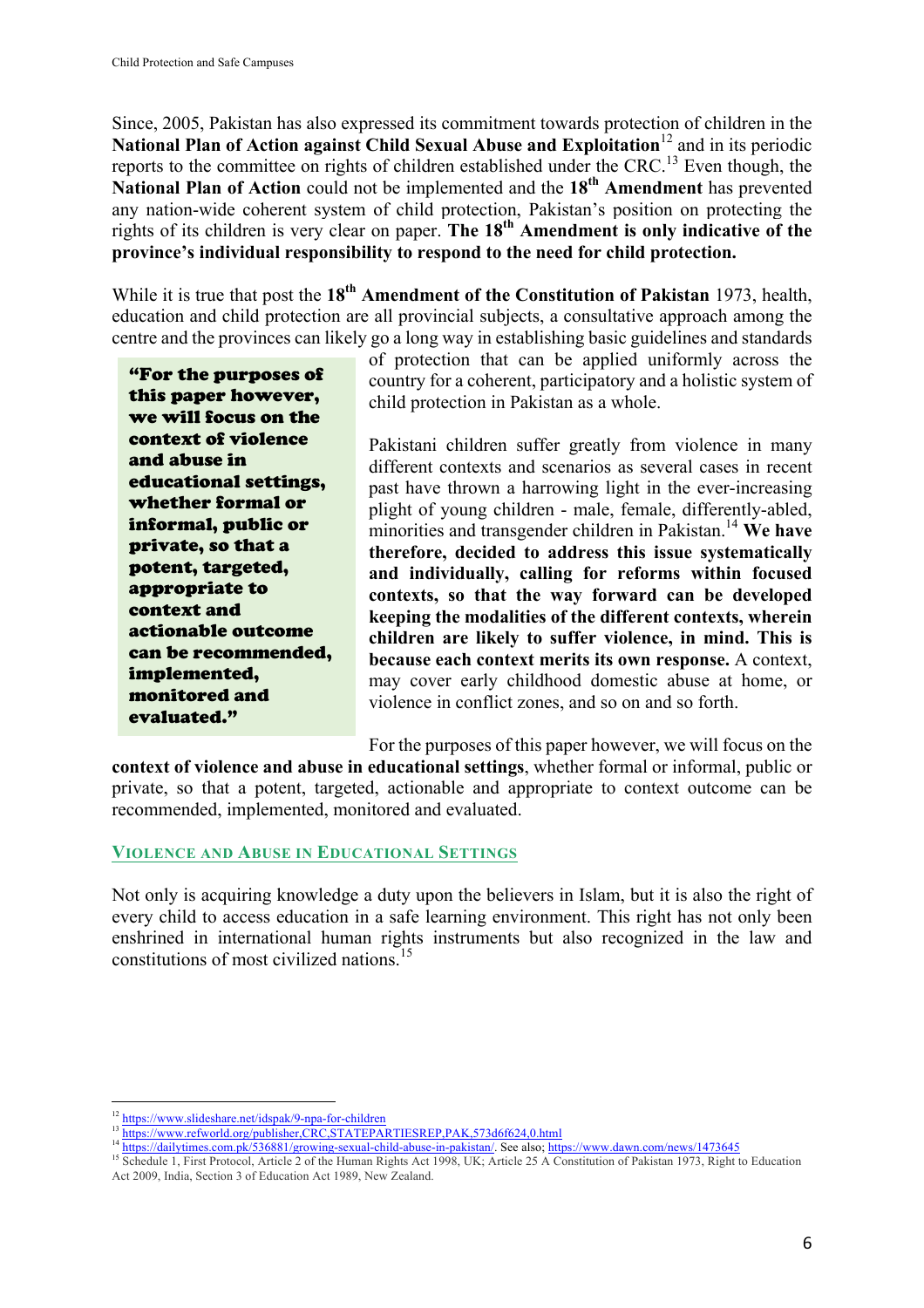Since, 2005, Pakistan has also expressed its commitment towards protection of children in the **National Plan of Action against Child Sexual Abuse and Exploitation**[12] and in its periodic reports to the committee on rights of children established under the CRC.[13] Even though, the **National Plan of Action** could not be implemented and the **18th Amendment** has prevented any nation-wide coherent system of child protection, Pakistan's position on protecting the rights of its children is very clear on paper. **The 18th Amendment is only indicative of the province's individual responsibility to respond to the need for child protection.**

While it is true that post the **18th Amendment of the Constitution of Pakistan** 1973, health, education and child protection are all provincial subjects, a consultative approach among the centre and the provinces can likely go a long way in establishing basic guidelines and standards of protection that can be applied uniformly across the country for a coherent, participatory and a holistic system of child protection in Pakistan as a whole.

> **"For the purposes of this paper however, we will focus on the context of violence and abuse in educational settings, whether formal or informal, public or private, so that a potent, targeted, appropriate to context and actionable outcome can be recommended, implemented, monitored and evaluated."**

Pakistani children suffer greatly from violence in many different contexts and scenarios as several cases in recent past have thrown a harrowing light in the ever-increasing plight of young children - male, female, differently-abled, minorities and transgender children in Pakistan.[14] **We have therefore, decided to address this issue systematically and individually, calling for reforms within focused contexts, so that the way forward can be developed keeping the modalities of the different contexts, wherein children are likely to suffer violence, in mind. This is because each context merits its own response.** A context, may cover early childhood domestic abuse at home, or violence in conflict zones, and so on and so forth.

For the purposes of this paper however, we will focus on the **context of violence and abuse in educational settings**, whether formal or informal, public or private, so that a potent, targeted, actionable and appropriate to context outcome can be recommended, implemented, monitored and evaluated.

## VIOLENCE AND ABUSE IN EDUCATIONAL SETTINGS

Not only is acquiring knowledge a duty upon the believers in Islam, but it is also the right of every child to access education in a safe learning environment. This right has not only been enshrined in international human rights instruments but also recognized in the law and constitutions of most civilized nations.[15]

---

[12] https://www.slideshare.net/idspak/9-npa-for-children

[13] https://www.refworld.org/publisher,CRC,STATEPARTIESREP,PAK,573d6f624,0.html

[14] https://dailytimes.com.pk/536881/growing-sexual-child-abuse-in-pakistan/. See also; https://www.dawn.com/news/1473645

[15] Schedule 1, First Protocol, Article 2 of the Human Rights Act 1998, UK; Article 25 A Constitution of Pakistan 1973, Right to Education Act 2009, India, Section 3 of Education Act 1989, New Zealand.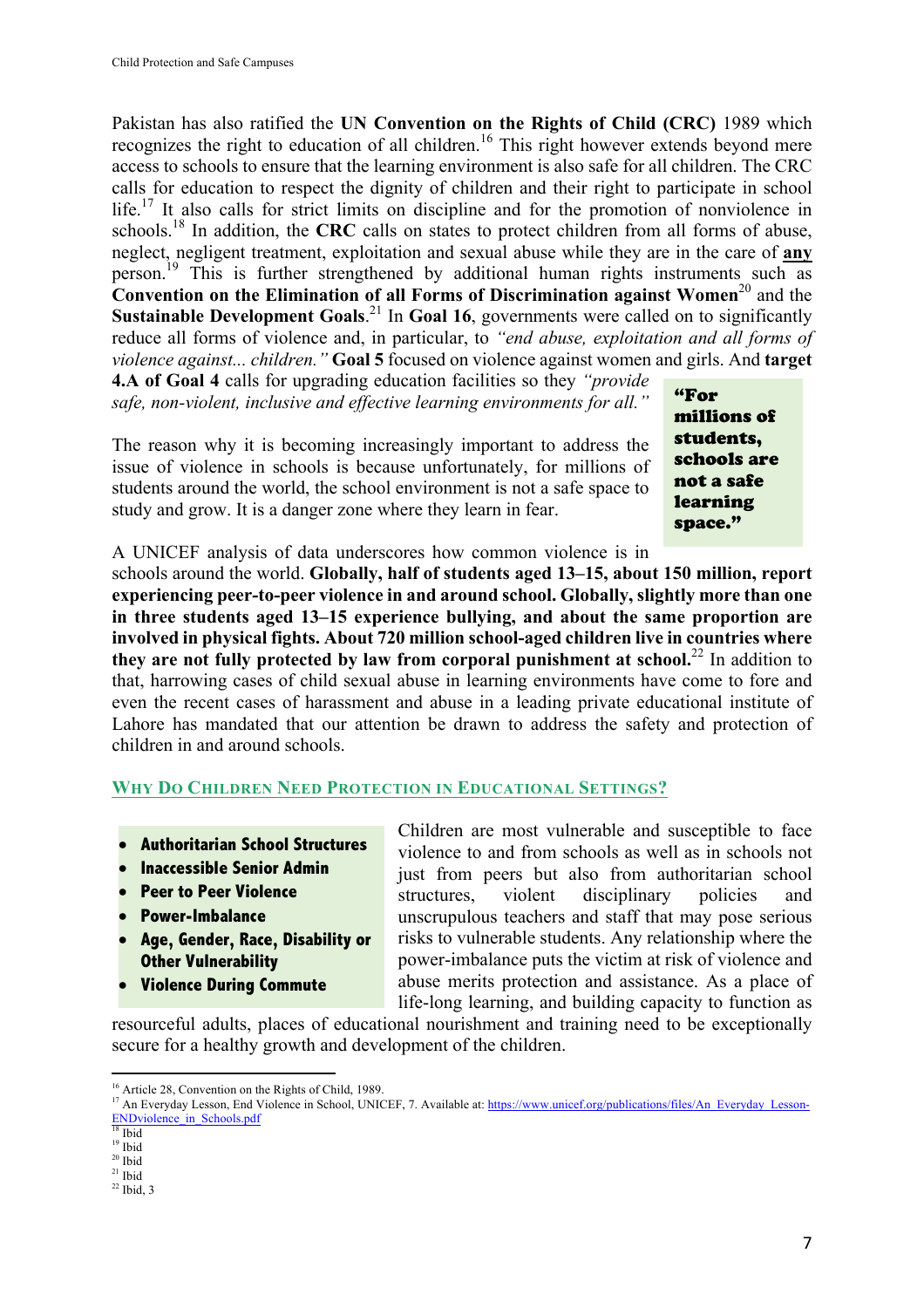Pakistan has also ratified the **UN Convention on the Rights of Child (CRC)** 1989 which recognizes the right to education of all children.[16] This right however extends beyond mere access to schools to ensure that the learning environment is also safe for all children. The CRC calls for education to respect the dignity of children and their right to participate in school life.[17] It also calls for strict limits on discipline and for the promotion of nonviolence in schools.[18] In addition, the **CRC** calls on states to protect children from all forms of abuse, neglect, negligent treatment, exploitation and sexual abuse while they are in the care of **any** person.[19] This is further strengthened by additional human rights instruments such as **Convention on the Elimination of all Forms of Discrimination against Women**[20] and the **Sustainable Development Goals**.[21] In **Goal 16**, governments were called on to significantly reduce all forms of violence and, in particular, to *"end abuse, exploitation and all forms of violence against... children."* **Goal 5** focused on violence against women and girls. And **target 4.A of Goal 4** calls for upgrading education facilities so they *"provide safe, non-violent, inclusive and effective learning environments for all."*

> **"For millions of students, schools are not a safe learning space."**

The reason why it is becoming increasingly important to address the issue of violence in schools is because unfortunately, for millions of students around the world, the school environment is not a safe space to study and grow. It is a danger zone where they learn in fear.

A UNICEF analysis of data underscores how common violence is in schools around the world. **Globally, half of students aged 13–15, about 150 million, report experiencing peer-to-peer violence in and around school. Globally, slightly more than one in three students aged 13–15 experience bullying, and about the same proportion are involved in physical fights. About 720 million school-aged children live in countries where they are not fully protected by law from corporal punishment at school.**[22] In addition to that, harrowing cases of child sexual abuse in learning environments have come to fore and even the recent cases of harassment and abuse in a leading private educational institute of Lahore has mandated that our attention be drawn to address the safety and protection of children in and around schools.

## Why Do Children Need Protection in Educational Settings?

- **Authoritarian School Structures**
- **Inaccessible Senior Admin**
- **Peer to Peer Violence**
- **Power-Imbalance**
- **Age, Gender, Race, Disability or Other Vulnerability**
- **Violence During Commute**

Children are most vulnerable and susceptible to face violence to and from schools as well as in schools not just from peers but also from authoritarian school structures, violent disciplinary policies and unscrupulous teachers and staff that may pose serious risks to vulnerable students. Any relationship where the power-imbalance puts the victim at risk of violence and abuse merits protection and assistance. As a place of life-long learning, and building capacity to function as resourceful adults, places of educational nourishment and training need to be exceptionally secure for a healthy growth and development of the children.

---

[16] Article 28, Convention on the Rights of Child, 1989.
[17] An Everyday Lesson, End Violence in School, UNICEF, 7. Available at: https://www.unicef.org/publications/files/An_Everyday_Lesson-ENDviolence_in_Schools.pdf
[18] Ibid
[19] Ibid
[20] Ibid
[21] Ibid
[22] Ibid, 3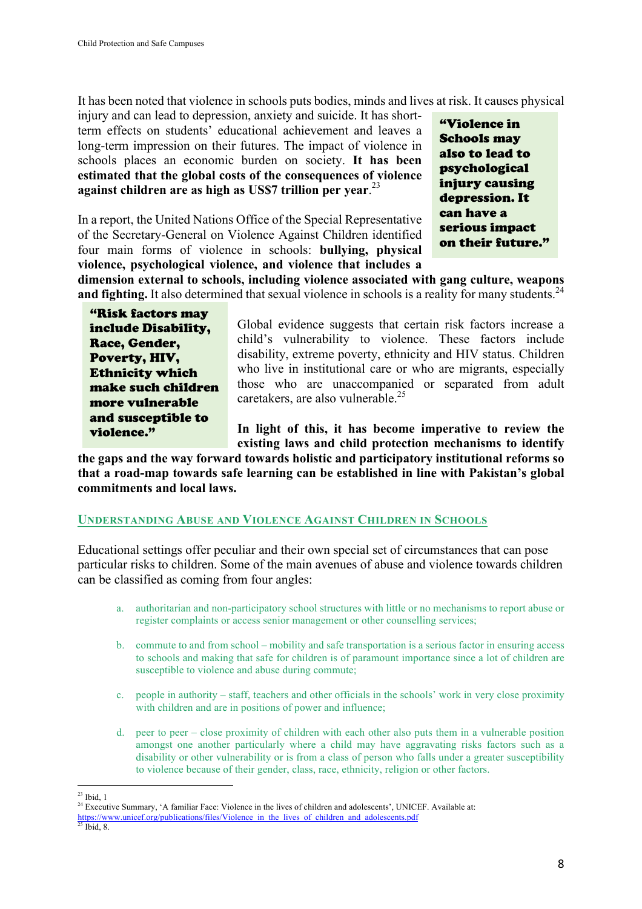It has been noted that violence in schools puts bodies, minds and lives at risk. It causes physical injury and can lead to depression, anxiety and suicide. It has short-term effects on students' educational achievement and leaves a long-term impression on their futures. The impact of violence in schools places an economic burden on society. **It has been estimated that the global costs of the consequences of violence against children are as high as US$7 trillion per year**.[23]

> **"Violence in Schools may also to lead to psychological injury causing depression. It can have a serious impact on their future."**

In a report, the United Nations Office of the Special Representative of the Secretary-General on Violence Against Children identified four main forms of violence in schools: **bullying, physical violence, psychological violence, and violence that includes a dimension external to schools, including violence associated with gang culture, weapons and fighting.** It also determined that sexual violence in schools is a reality for many students.[24]

> **"Risk factors may include Disability, Race, Gender, Poverty, HIV, Ethnicity which make such children more vulnerable and susceptible to violence."**

Global evidence suggests that certain risk factors increase a child's vulnerability to violence. These factors include disability, extreme poverty, ethnicity and HIV status. Children who live in institutional care or who are migrants, especially those who are unaccompanied or separated from adult caretakers, are also vulnerable.[25]

**In light of this, it has become imperative to review the existing laws and child protection mechanisms to identify the gaps and the way forward towards holistic and participatory institutional reforms so that a road-map towards safe learning can be established in line with Pakistan's global commitments and local laws.**

## Understanding Abuse and Violence Against Children in Schools

Educational settings offer peculiar and their own special set of circumstances that can pose particular risks to children. Some of the main avenues of abuse and violence towards children can be classified as coming from four angles:

a. authoritarian and non-participatory school structures with little or no mechanisms to report abuse or register complaints or access senior management or other counselling services;

b. commute to and from school – mobility and safe transportation is a serious factor in ensuring access to schools and making that safe for children is of paramount importance since a lot of children are susceptible to violence and abuse during commute;

c. people in authority – staff, teachers and other officials in the schools' work in very close proximity with children and are in positions of power and influence;

d. peer to peer – close proximity of children with each other also puts them in a vulnerable position amongst one another particularly where a child may have aggravating risks factors such as a disability or other vulnerability or is from a class of person who falls under a greater susceptibility to violence because of their gender, class, race, ethnicity, religion or other factors.

---

[23] Ibid, 1

[24] Executive Summary, 'A familiar Face: Violence in the lives of children and adolescents', UNICEF. Available at: https://www.unicef.org/publications/files/Violence_in_the_lives_of_children_and_adolescents.pdf

[25] Ibid, 8.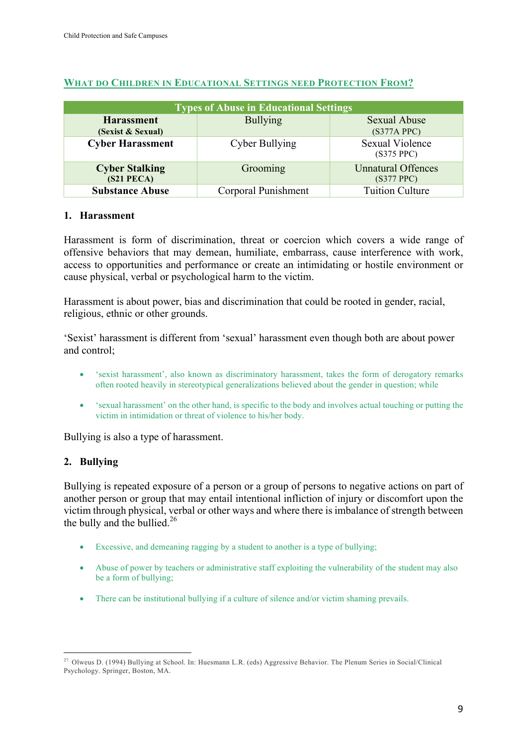## What do Children in Educational Settings need Protection From?

| Types of Abuse in Educational Settings | | |
|---|---|---|
| **Harassment** **(Sexist & Sexual)** | Bullying | Sexual Abuse (S377A PPC) |
| **Cyber Harassment** | Cyber Bullying | Sexual Violence (S375 PPC) |
| **Cyber Stalking** **(S21 PECA)** | Grooming | Unnatural Offences (S377 PPC) |
| **Substance Abuse** | Corporal Punishment | Tuition Culture |

### 1. Harassment

Harassment is form of discrimination, threat or coercion which covers a wide range of offensive behaviors that may demean, humiliate, embarrass, cause interference with work, access to opportunities and performance or create an intimidating or hostile environment or cause physical, verbal or psychological harm to the victim.

Harassment is about power, bias and discrimination that could be rooted in gender, racial, religious, ethnic or other grounds.

'Sexist' harassment is different from 'sexual' harassment even though both are about power and control;

- 'sexist harassment', also known as discriminatory harassment, takes the form of derogatory remarks often rooted heavily in stereotypical generalizations believed about the gender in question; while
- 'sexual harassment' on the other hand, is specific to the body and involves actual touching or putting the victim in intimidation or threat of violence to his/her body.

Bullying is also a type of harassment.

### 2. Bullying

Bullying is repeated exposure of a person or a group of persons to negative actions on part of another person or group that may entail intentional infliction of injury or discomfort upon the victim through physical, verbal or other ways and where there is imbalance of strength between the bully and the bullied.[26]

- Excessive, and demeaning ragging by a student to another is a type of bullying;
- Abuse of power by teachers or administrative staff exploiting the vulnerability of the student may also be a form of bullying;
- There can be institutional bullying if a culture of silence and/or victim shaming prevails.

---

[27] Olweus D. (1994) Bullying at School. In: Huesmann L.R. (eds) Aggressive Behavior. The Plenum Series in Social/Clinical Psychology. Springer, Boston, MA.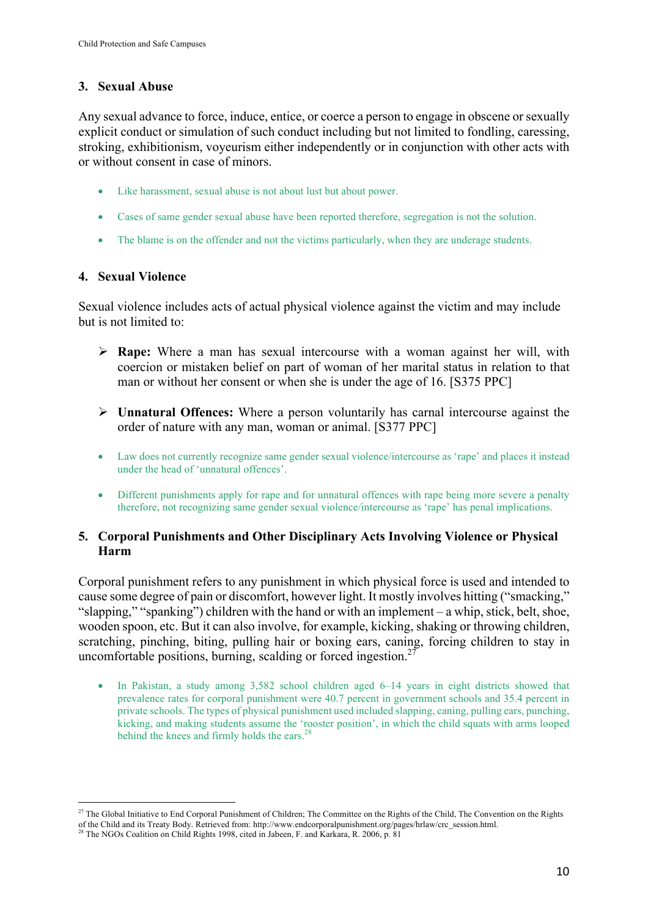### 3. Sexual Abuse

Any sexual advance to force, induce, entice, or coerce a person to engage in obscene or sexually explicit conduct or simulation of such conduct including but not limited to fondling, caressing, stroking, exhibitionism, voyeurism either independently or in conjunction with other acts with or without consent in case of minors.

- Like harassment, sexual abuse is not about lust but about power.
- Cases of same gender sexual abuse have been reported therefore, segregation is not the solution.
- The blame is on the offender and not the victims particularly, when they are underage students.

### 4. Sexual Violence

Sexual violence includes acts of actual physical violence against the victim and may include but is not limited to:

- **Rape:** Where a man has sexual intercourse with a woman against her will, with coercion or mistaken belief on part of woman of her marital status in relation to that man or without her consent or when she is under the age of 16. [S375 PPC]
- **Unnatural Offences:** Where a person voluntarily has carnal intercourse against the order of nature with any man, woman or animal. [S377 PPC]

- Law does not currently recognize same gender sexual violence/intercourse as 'rape' and places it instead under the head of 'unnatural offences'.
- Different punishments apply for rape and for unnatural offences with rape being more severe a penalty therefore, not recognizing same gender sexual violence/intercourse as 'rape' has penal implications.

### 5. Corporal Punishments and Other Disciplinary Acts Involving Violence or Physical Harm

Corporal punishment refers to any punishment in which physical force is used and intended to cause some degree of pain or discomfort, however light. It mostly involves hitting ("smacking," "slapping," "spanking") children with the hand or with an implement – a whip, stick, belt, shoe, wooden spoon, etc. But it can also involve, for example, kicking, shaking or throwing children, scratching, pinching, biting, pulling hair or boxing ears, caning, forcing children to stay in uncomfortable positions, burning, scalding or forced ingestion.[27]

- In Pakistan, a study among 3,582 school children aged 6–14 years in eight districts showed that prevalence rates for corporal punishment were 40.7 percent in government schools and 35.4 percent in private schools. The types of physical punishment used included slapping, caning, pulling ears, punching, kicking, and making students assume the 'rooster position', in which the child squats with arms looped behind the knees and firmly holds the ears.[28]

---

[27] The Global Initiative to End Corporal Punishment of Children; The Committee on the Rights of the Child, The Convention on the Rights of the Child and its Treaty Body. Retrieved from: http://www.endcorporalpunishment.org/pages/hrlaw/crc_session.html.

[28] The NGOs Coalition on Child Rights 1998, cited in Jabeen, F. and Karkara, R. 2006, p. 81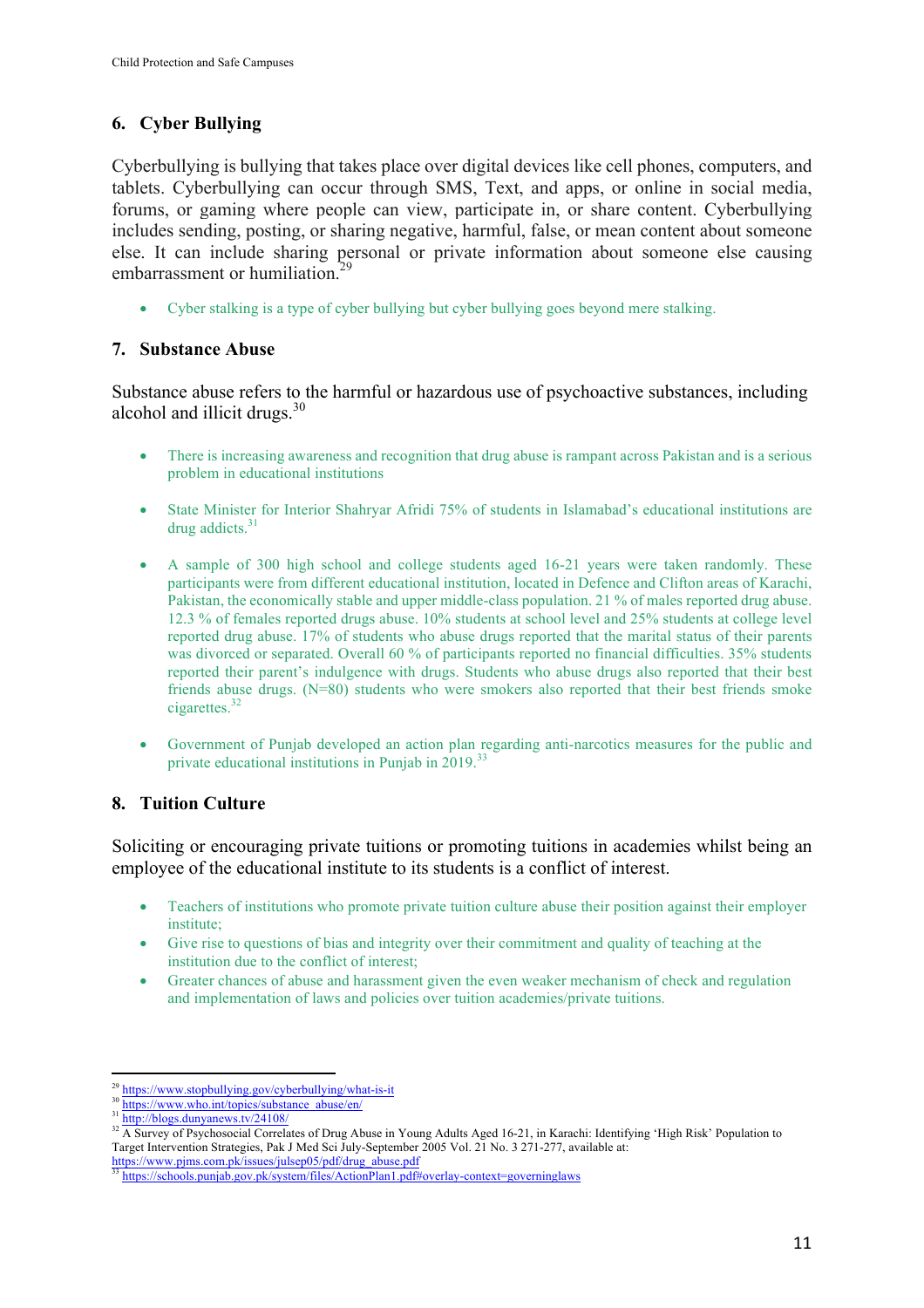## 6. Cyber Bullying

Cyberbullying is bullying that takes place over digital devices like cell phones, computers, and tablets. Cyberbullying can occur through SMS, Text, and apps, or online in social media, forums, or gaming where people can view, participate in, or share content. Cyberbullying includes sending, posting, or sharing negative, harmful, false, or mean content about someone else. It can include sharing personal or private information about someone else causing embarrassment or humiliation.[29]

- Cyber stalking is a type of cyber bullying but cyber bullying goes beyond mere stalking.

## 7. Substance Abuse

Substance abuse refers to the harmful or hazardous use of psychoactive substances, including alcohol and illicit drugs.[30]

- There is increasing awareness and recognition that drug abuse is rampant across Pakistan and is a serious problem in educational institutions

- State Minister for Interior Shahryar Afridi 75% of students in Islamabad's educational institutions are drug addicts.[31]

- A sample of 300 high school and college students aged 16-21 years were taken randomly. These participants were from different educational institution, located in Defence and Clifton areas of Karachi, Pakistan, the economically stable and upper middle-class population. 21 % of males reported drug abuse. 12.3 % of females reported drugs abuse. 10% students at school level and 25% students at college level reported drug abuse. 17% of students who abuse drugs reported that the marital status of their parents was divorced or separated. Overall 60 % of participants reported no financial difficulties. 35% students reported their parent's indulgence with drugs. Students who abuse drugs also reported that their best friends abuse drugs. (N=80) students who were smokers also reported that their best friends smoke cigarettes.[32]

- Government of Punjab developed an action plan regarding anti-narcotics measures for the public and private educational institutions in Punjab in 2019.[33]

## 8. Tuition Culture

Soliciting or encouraging private tuitions or promoting tuitions in academies whilst being an employee of the educational institute to its students is a conflict of interest.

- Teachers of institutions who promote private tuition culture abuse their position against their employer institute;
- Give rise to questions of bias and integrity over their commitment and quality of teaching at the institution due to the conflict of interest;
- Greater chances of abuse and harassment given the even weaker mechanism of check and regulation and implementation of laws and policies over tuition academies/private tuitions.

---

[29] https://www.stopbullying.gov/cyberbullying/what-is-it

[30] https://www.who.int/topics/substance_abuse/en/

[31] http://blogs.dunyanews.tv/24108/

[32] A Survey of Psychosocial Correlates of Drug Abuse in Young Adults Aged 16-21, in Karachi: Identifying 'High Risk' Population to Target Intervention Strategies, Pak J Med Sci July-September 2005 Vol. 21 No. 3 271-277, available at: https://www.pjms.com.pk/issues/julsep05/pdf/drug_abuse.pdf

[33] https://schools.punjab.gov.pk/system/files/ActionPlan1.pdf#overlay-context=governinglaws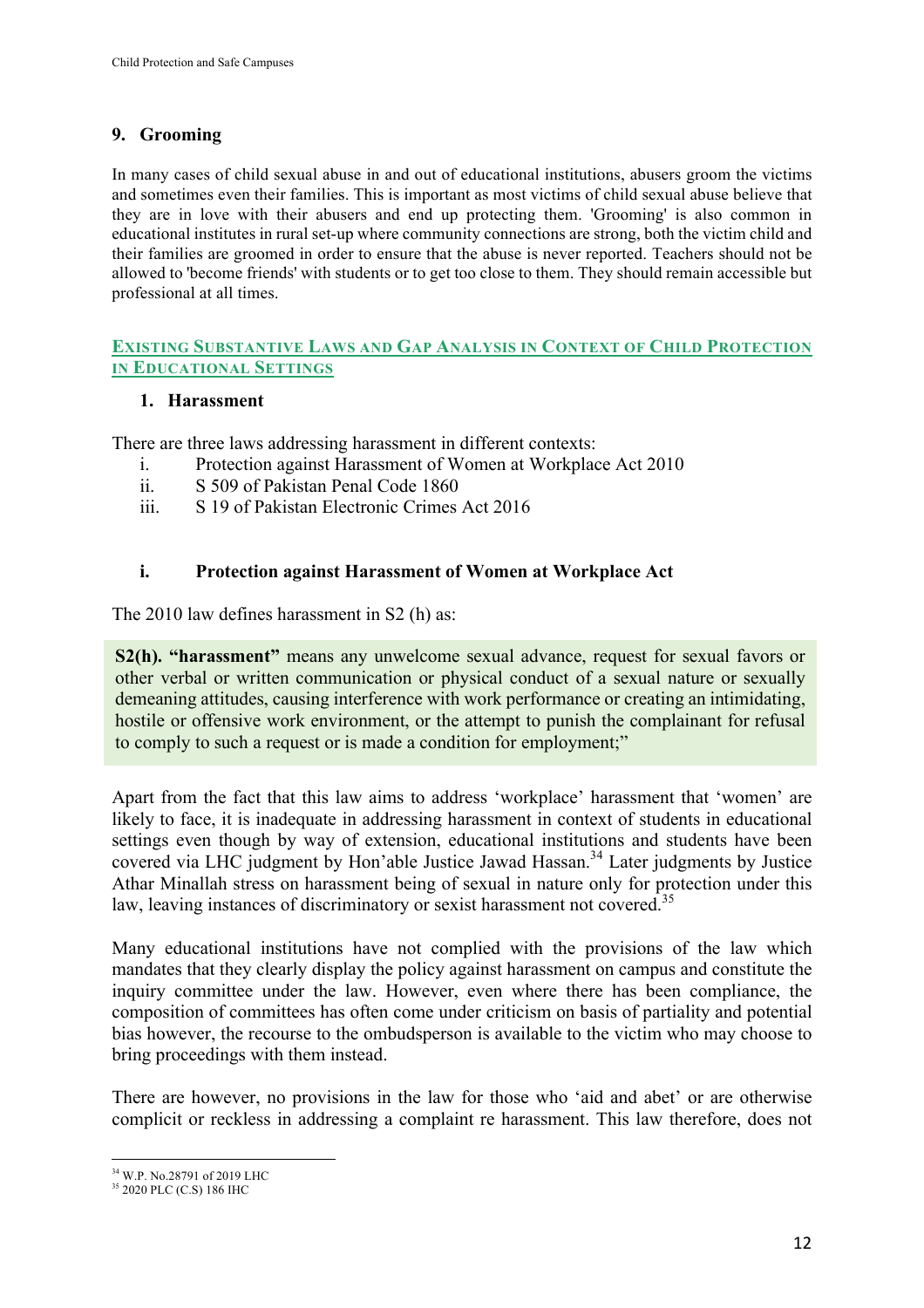## 9. Grooming

In many cases of child sexual abuse in and out of educational institutions, abusers groom the victims and sometimes even their families. This is important as most victims of child sexual abuse believe that they are in love with their abusers and end up protecting them. 'Grooming' is also common in educational institutes in rural set-up where community connections are strong, both the victim child and their families are groomed in order to ensure that the abuse is never reported. Teachers should not be allowed to 'become friends' with students or to get too close to them. They should remain accessible but professional at all times.

## Existing Substantive Laws and Gap Analysis in Context of Child Protection in Educational Settings

### 1. Harassment

There are three laws addressing harassment in different contexts:

i. Protection against Harassment of Women at Workplace Act 2010
ii. S 509 of Pakistan Penal Code 1860
iii. S 19 of Pakistan Electronic Crimes Act 2016

#### i. Protection against Harassment of Women at Workplace Act

The 2010 law defines harassment in S2 (h) as:

> **S2(h). "harassment"** means any unwelcome sexual advance, request for sexual favors or other verbal or written communication or physical conduct of a sexual nature or sexually demeaning attitudes, causing interference with work performance or creating an intimidating, hostile or offensive work environment, or the attempt to punish the complainant for refusal to comply to such a request or is made a condition for employment;"

Apart from the fact that this law aims to address 'workplace' harassment that 'women' are likely to face, it is inadequate in addressing harassment in context of students in educational settings even though by way of extension, educational institutions and students have been covered via LHC judgment by Hon'able Justice Jawad Hassan.[34] Later judgments by Justice Athar Minallah stress on harassment being of sexual in nature only for protection under this law, leaving instances of discriminatory or sexist harassment not covered.[35]

Many educational institutions have not complied with the provisions of the law which mandates that they clearly display the policy against harassment on campus and constitute the inquiry committee under the law. However, even where there has been compliance, the composition of committees has often come under criticism on basis of partiality and potential bias however, the recourse to the ombudsperson is available to the victim who may choose to bring proceedings with them instead.

There are however, no provisions in the law for those who 'aid and abet' or are otherwise complicit or reckless in addressing a complaint re harassment. This law therefore, does not

[34] W.P. No.28791 of 2019 LHC

[35] 2020 PLC (C.S) 186 IHC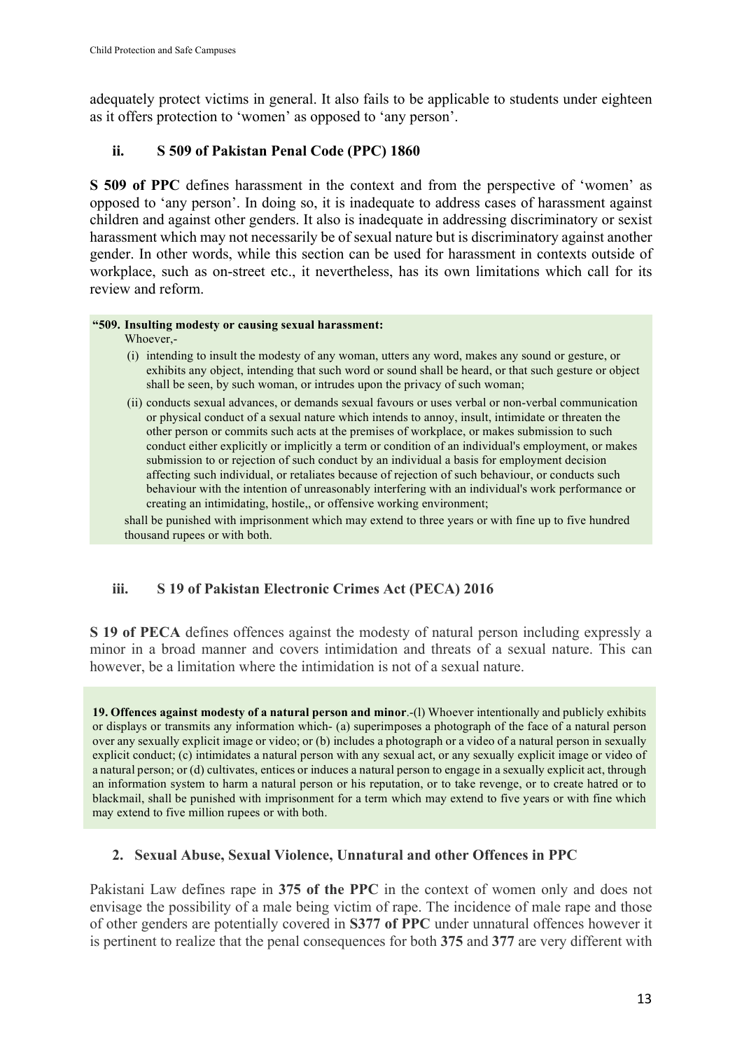adequately protect victims in general. It also fails to be applicable to students under eighteen as it offers protection to 'women' as opposed to 'any person'.

### ii. S 509 of Pakistan Penal Code (PPC) 1860

**S 509 of PPC** defines harassment in the context and from the perspective of 'women' as opposed to 'any person'. In doing so, it is inadequate to address cases of harassment against children and against other genders. It also is inadequate in addressing discriminatory or sexist harassment which may not necessarily be of sexual nature but is discriminatory against another gender. In other words, while this section can be used for harassment in contexts outside of workplace, such as on-street etc., it nevertheless, has its own limitations which call for its review and reform.

> **"509. Insulting modesty or causing sexual harassment:**
> Whoever,-
>
> (i) intending to insult the modesty of any woman, utters any word, makes any sound or gesture, or exhibits any object, intending that such word or sound shall be heard, or that such gesture or object shall be seen, by such woman, or intrudes upon the privacy of such woman;
>
> (ii) conducts sexual advances, or demands sexual favours or uses verbal or non-verbal communication or physical conduct of a sexual nature which intends to annoy, insult, intimidate or threaten the other person or commits such acts at the premises of workplace, or makes submission to such conduct either explicitly or implicitly a term or condition of an individual's employment, or makes submission to or rejection of such conduct by an individual a basis for employment decision affecting such individual, or retaliates because of rejection of such behaviour, or conducts such behaviour with the intention of unreasonably interfering with an individual's work performance or creating an intimidating, hostile,, or offensive working environment;
>
> shall be punished with imprisonment which may extend to three years or with fine up to five hundred thousand rupees or with both.

### iii. S 19 of Pakistan Electronic Crimes Act (PECA) 2016

**S 19 of PECA** defines offences against the modesty of natural person including expressly a minor in a broad manner and covers intimidation and threats of a sexual nature. This can however, be a limitation where the intimidation is not of a sexual nature.

> **19. Offences against modesty of a natural person and minor**.-(l) Whoever intentionally and publicly exhibits or displays or transmits any information which- (a) superimposes a photograph of the face of a natural person over any sexually explicit image or video; or (b) includes a photograph or a video of a natural person in sexually explicit conduct; (c) intimidates a natural person with any sexual act, or any sexually explicit image or video of a natural person; or (d) cultivates, entices or induces a natural person to engage in a sexually explicit act, through an information system to harm a natural person or his reputation, or to take revenge, or to create hatred or to blackmail, shall be punished with imprisonment for a term which may extend to five years or with fine which may extend to five million rupees or with both.

## 2. Sexual Abuse, Sexual Violence, Unnatural and other Offences in PPC

Pakistani Law defines rape in **375 of the PPC** in the context of women only and does not envisage the possibility of a male being victim of rape. The incidence of male rape and those of other genders are potentially covered in **S377 of PPC** under unnatural offences however it is pertinent to realize that the penal consequences for both **375** and **377** are very different with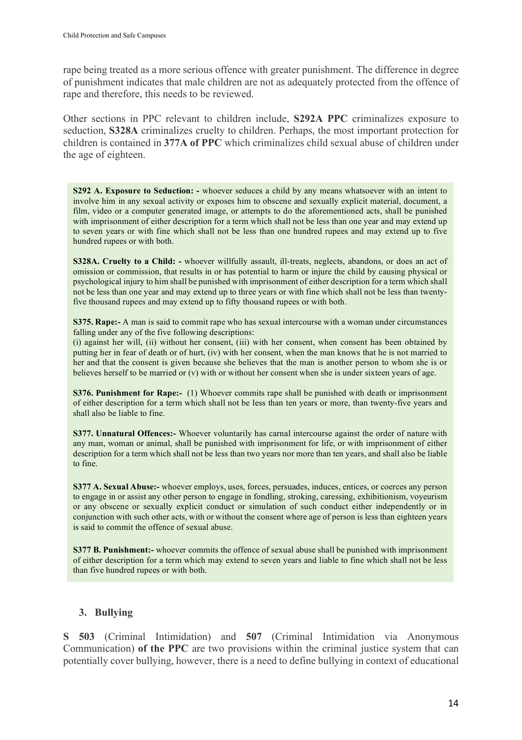rape being treated as a more serious offence with greater punishment. The difference in degree of punishment indicates that male children are not as adequately protected from the offence of rape and therefore, this needs to be reviewed.

Other sections in PPC relevant to children include, **S292A PPC** criminalizes exposure to seduction, **S328A** criminalizes cruelty to children. Perhaps, the most important protection for children is contained in **377A of PPC** which criminalizes child sexual abuse of children under the age of eighteen.

> **S292 A. Exposure to Seduction: -** whoever seduces a child by any means whatsoever with an intent to involve him in any sexual activity or exposes him to obscene and sexually explicit material, document, a film, video or a computer generated image, or attempts to do the aforementioned acts, shall be punished with imprisonment of either description for a term which shall not be less than one year and may extend up to seven years or with fine which shall not be less than one hundred rupees and may extend up to five hundred rupees or with both.
>
> **S328A. Cruelty to a Child: -** whoever willfully assault, ill-treats, neglects, abandons, or does an act of omission or commission, that results in or has potential to harm or injure the child by causing physical or psychological injury to him shall be punished with imprisonment of either description for a term which shall not be less than one year and may extend up to three years or with fine which shall not be less than twenty-five thousand rupees and may extend up to fifty thousand rupees or with both.
>
> **S375. Rape:-** A man is said to commit rape who has sexual intercourse with a woman under circumstances falling under any of the five following descriptions:
> (i) against her will, (ii) without her consent, (iii) with her consent, when consent has been obtained by putting her in fear of death or of hurt, (iv) with her consent, when the man knows that he is not married to her and that the consent is given because she believes that the man is another person to whom she is or believes herself to be married or (v) with or without her consent when she is under sixteen years of age.
>
> **S376. Punishment for Rape:-** (1) Whoever commits rape shall be punished with death or imprisonment of either description for a term which shall not be less than ten years or more, than twenty-five years and shall also be liable to fine.
>
> **S377. Unnatural Offences:-** Whoever voluntarily has carnal intercourse against the order of nature with any man, woman or animal, shall be punished with imprisonment for life, or with imprisonment of either description for a term which shall not be less than two years nor more than ten years, and shall also be liable to fine.
>
> **S377 A. Sexual Abuse:-** whoever employs, uses, forces, persuades, induces, entices, or coerces any person to engage in or assist any other person to engage in fondling, stroking, caressing, exhibitionism, voyeurism or any obscene or sexually explicit conduct or simulation of such conduct either independently or in conjunction with such other acts, with or without the consent where age of person is less than eighteen years is said to commit the offence of sexual abuse.
>
> **S377 B. Punishment:-** whoever commits the offence of sexual abuse shall be punished with imprisonment of either description for a term which may extend to seven years and liable to fine which shall not be less than five hundred rupees or with both.

### 3. Bullying

**S 503** (Criminal Intimidation) and **507** (Criminal Intimidation via Anonymous Communication) **of the PPC** are two provisions within the criminal justice system that can potentially cover bullying, however, there is a need to define bullying in context of educational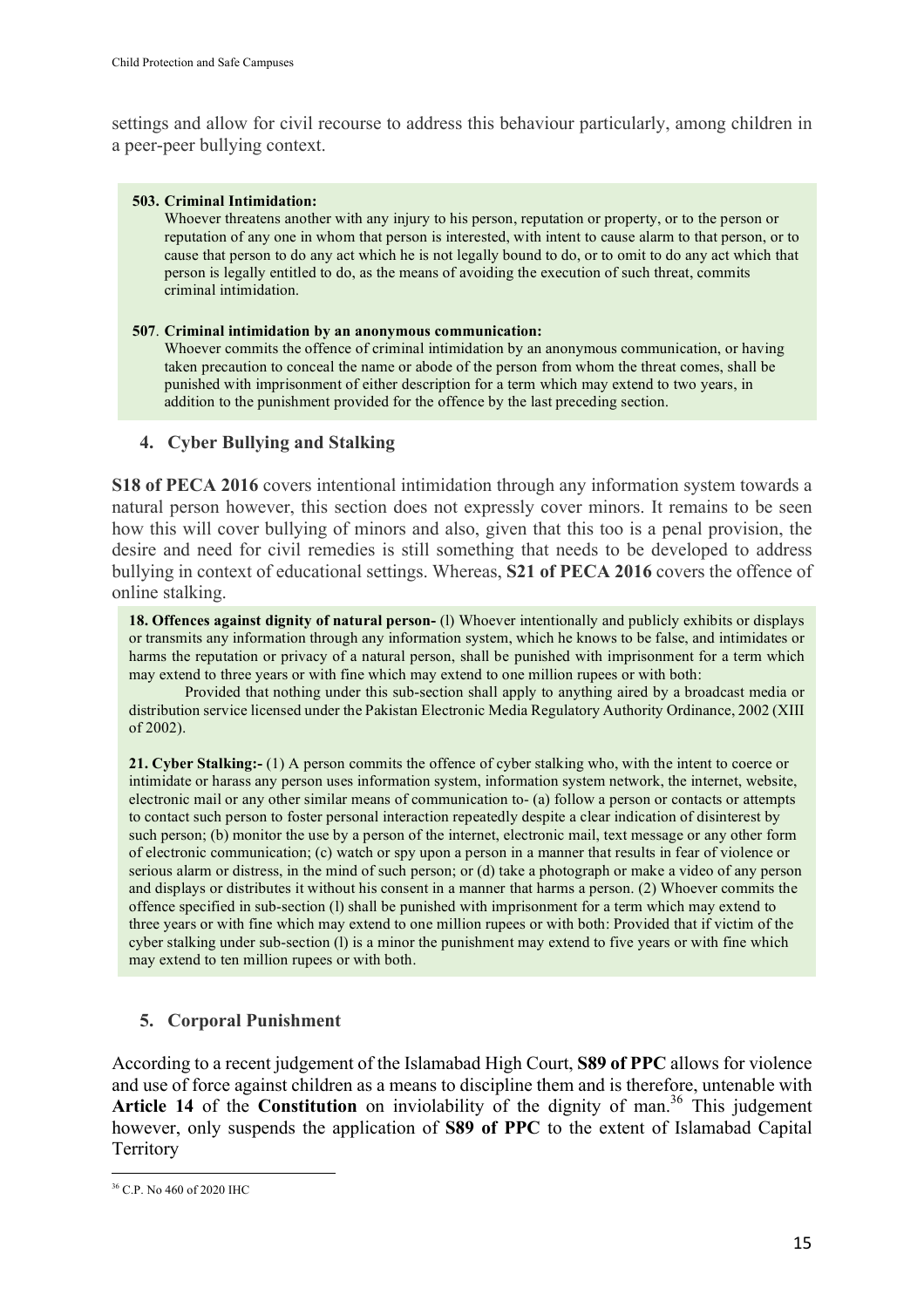settings and allow for civil recourse to address this behaviour particularly, among children in a peer-peer bullying context.

> **503. Criminal Intimidation:**
> Whoever threatens another with any injury to his person, reputation or property, or to the person or reputation of any one in whom that person is interested, with intent to cause alarm to that person, or to cause that person to do any act which he is not legally bound to do, or to omit to do any act which that person is legally entitled to do, as the means of avoiding the execution of such threat, commits criminal intimidation.
>
> **507. Criminal intimidation by an anonymous communication:**
> Whoever commits the offence of criminal intimidation by an anonymous communication, or having taken precaution to conceal the name or abode of the person from whom the threat comes, shall be punished with imprisonment of either description for a term which may extend to two years, in addition to the punishment provided for the offence by the last preceding section.

### 4. Cyber Bullying and Stalking

**S18 of PECA 2016** covers intentional intimidation through any information system towards a natural person however, this section does not expressly cover minors. It remains to be seen how this will cover bullying of minors and also, given that this too is a penal provision, the desire and need for civil remedies is still something that needs to be developed to address bullying in context of educational settings. Whereas, **S21 of PECA 2016** covers the offence of online stalking.

> **18. Offences against dignity of natural person-** (l) Whoever intentionally and publicly exhibits or displays or transmits any information through any information system, which he knows to be false, and intimidates or harms the reputation or privacy of a natural person, shall be punished with imprisonment for a term which may extend to three years or with fine which may extend to one million rupees or with both:
>
> Provided that nothing under this sub-section shall apply to anything aired by a broadcast media or distribution service licensed under the Pakistan Electronic Media Regulatory Authority Ordinance, 2002 (XIII of 2002).
>
> **21. Cyber Stalking:-** (1) A person commits the offence of cyber stalking who, with the intent to coerce or intimidate or harass any person uses information system, information system network, the internet, website, electronic mail or any other similar means of communication to- (a) follow a person or contacts or attempts to contact such person to foster personal interaction repeatedly despite a clear indication of disinterest by such person; (b) monitor the use by a person of the internet, electronic mail, text message or any other form of electronic communication; (c) watch or spy upon a person in a manner that results in fear of violence or serious alarm or distress, in the mind of such person; or (d) take a photograph or make a video of any person and displays or distributes it without his consent in a manner that harms a person. (2) Whoever commits the offence specified in sub-section (l) shall be punished with imprisonment for a term which may extend to three years or with fine which may extend to one million rupees or with both: Provided that if victim of the cyber stalking under sub-section (l) is a minor the punishment may extend to five years or with fine which may extend to ten million rupees or with both.

### 5. Corporal Punishment

According to a recent judgement of the Islamabad High Court, **S89 of PPC** allows for violence and use of force against children as a means to discipline them and is therefore, untenable with **Article 14** of the **Constitution** on inviolability of the dignity of man.[36] This judgement however, only suspends the application of **S89 of PPC** to the extent of Islamabad Capital Territory

[36] C.P. No 460 of 2020 IHC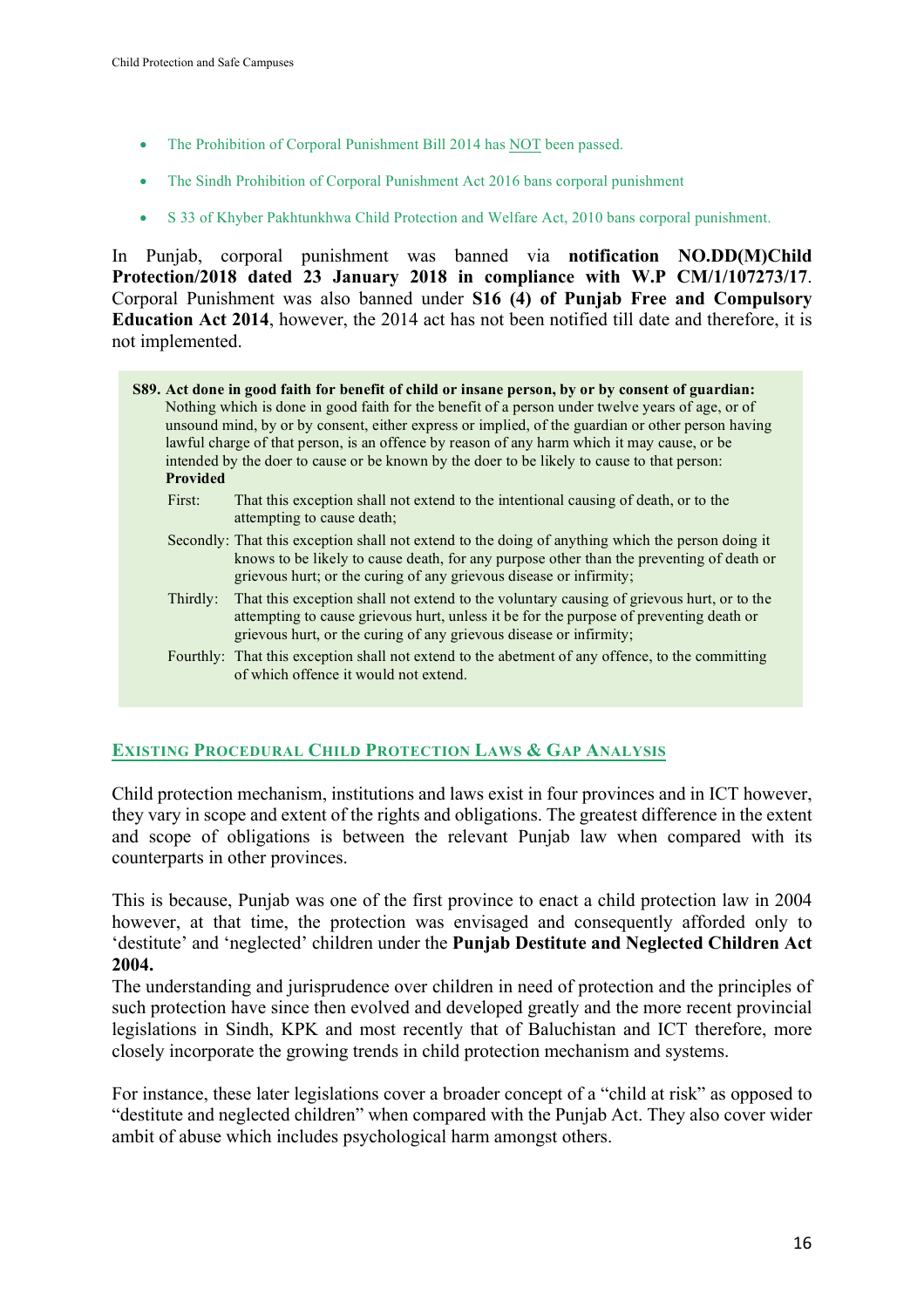- The Prohibition of Corporal Punishment Bill 2014 has NOT been passed.
- The Sindh Prohibition of Corporal Punishment Act 2016 bans corporal punishment
- S 33 of Khyber Pakhtunkhwa Child Protection and Welfare Act, 2010 bans corporal punishment.

In Punjab, corporal punishment was banned via **notification NO.DD(M)Child Protection/2018 dated 23 January 2018 in compliance with W.P CM/1/107273/17**. Corporal Punishment was also banned under **S16 (4) of Punjab Free and Compulsory Education Act 2014**, however, the 2014 act has not been notified till date and therefore, it is not implemented.

> **S89. Act done in good faith for benefit of child or insane person, by or by consent of guardian:**
> Nothing which is done in good faith for the benefit of a person under twelve years of age, or of unsound mind, by or by consent, either express or implied, of the guardian or other person having lawful charge of that person, is an offence by reason of any harm which it may cause, or be intended by the doer to cause or be known by the doer to be likely to cause to that person:
> **Provided**
>
> First: That this exception shall not extend to the intentional causing of death, or to the attempting to cause death;
>
> Secondly: That this exception shall not extend to the doing of anything which the person doing it knows to be likely to cause death, for any purpose other than the preventing of death or grievous hurt; or the curing of any grievous disease or infirmity;
>
> Thirdly: That this exception shall not extend to the voluntary causing of grievous hurt, or to the attempting to cause grievous hurt, unless it be for the purpose of preventing death or grievous hurt, or the curing of any grievous disease or infirmity;
>
> Fourthly: That this exception shall not extend to the abetment of any offence, to the committing of which offence it would not extend.

## Existing Procedural Child Protection Laws & Gap Analysis

Child protection mechanism, institutions and laws exist in four provinces and in ICT however, they vary in scope and extent of the rights and obligations. The greatest difference in the extent and scope of obligations is between the relevant Punjab law when compared with its counterparts in other provinces.

This is because, Punjab was one of the first province to enact a child protection law in 2004 however, at that time, the protection was envisaged and consequently afforded only to 'destitute' and 'neglected' children under the **Punjab Destitute and Neglected Children Act 2004.**

The understanding and jurisprudence over children in need of protection and the principles of such protection have since then evolved and developed greatly and the more recent provincial legislations in Sindh, KPK and most recently that of Baluchistan and ICT therefore, more closely incorporate the growing trends in child protection mechanism and systems.

For instance, these later legislations cover a broader concept of a "child at risk" as opposed to "destitute and neglected children" when compared with the Punjab Act. They also cover wider ambit of abuse which includes psychological harm amongst others.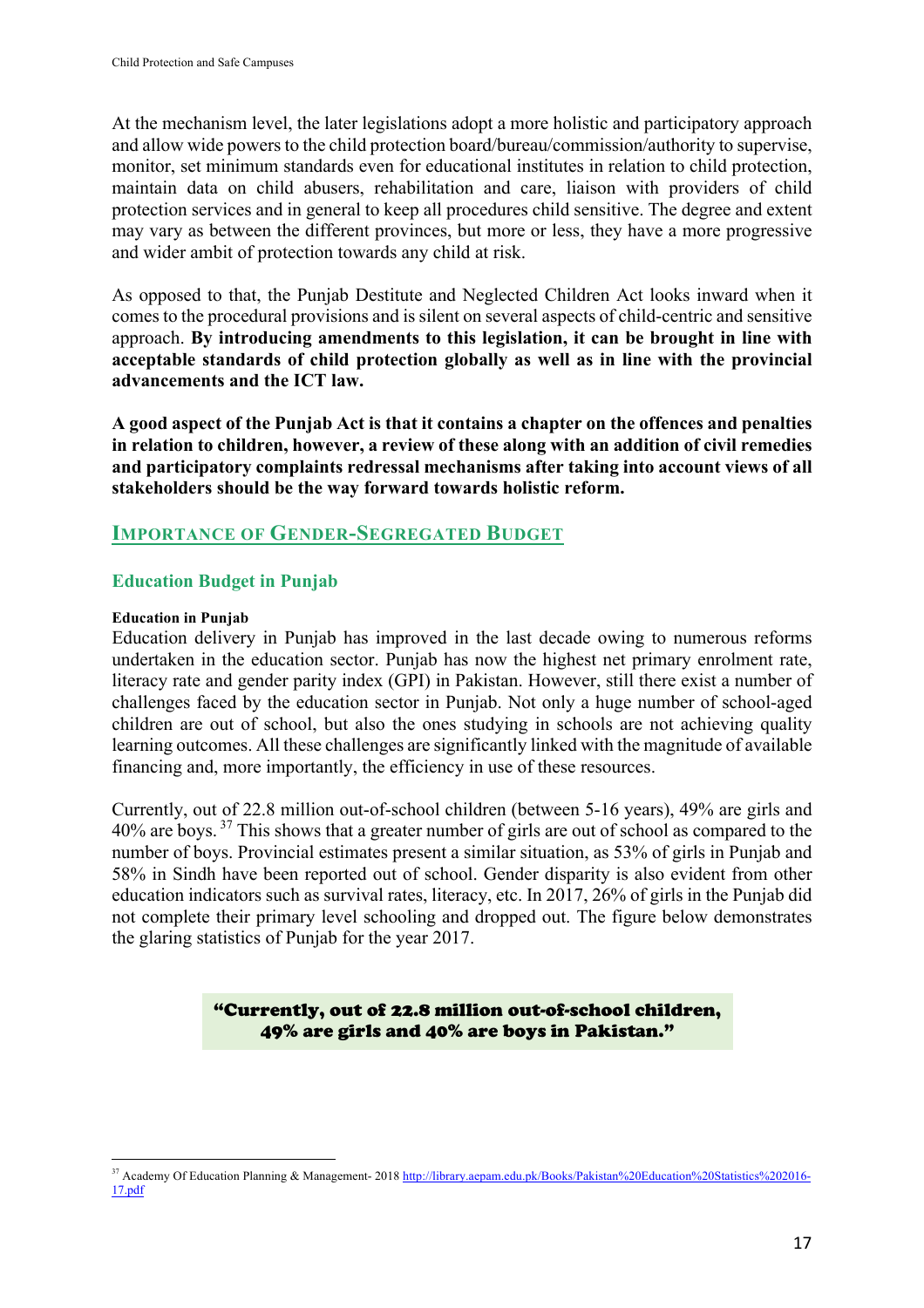At the mechanism level, the later legislations adopt a more holistic and participatory approach and allow wide powers to the child protection board/bureau/commission/authority to supervise, monitor, set minimum standards even for educational institutes in relation to child protection, maintain data on child abusers, rehabilitation and care, liaison with providers of child protection services and in general to keep all procedures child sensitive. The degree and extent may vary as between the different provinces, but more or less, they have a more progressive and wider ambit of protection towards any child at risk.

As opposed to that, the Punjab Destitute and Neglected Children Act looks inward when it comes to the procedural provisions and is silent on several aspects of child-centric and sensitive approach. **By introducing amendments to this legislation, it can be brought in line with acceptable standards of child protection globally as well as in line with the provincial advancements and the ICT law.**

**A good aspect of the Punjab Act is that it contains a chapter on the offences and penalties in relation to children, however, a review of these along with an addition of civil remedies and participatory complaints redressal mechanisms after taking into account views of all stakeholders should be the way forward towards holistic reform.**

## IMPORTANCE OF GENDER-SEGREGATED BUDGET

### Education Budget in Punjab

#### Education in Punjab

Education delivery in Punjab has improved in the last decade owing to numerous reforms undertaken in the education sector. Punjab has now the highest net primary enrolment rate, literacy rate and gender parity index (GPI) in Pakistan. However, still there exist a number of challenges faced by the education sector in Punjab. Not only a huge number of school-aged children are out of school, but also the ones studying in schools are not achieving quality learning outcomes. All these challenges are significantly linked with the magnitude of available financing and, more importantly, the efficiency in use of these resources.

Currently, out of 22.8 million out-of-school children (between 5-16 years), 49% are girls and 40% are boys. [37] This shows that a greater number of girls are out of school as compared to the number of boys. Provincial estimates present a similar situation, as 53% of girls in Punjab and 58% in Sindh have been reported out of school. Gender disparity is also evident from other education indicators such as survival rates, literacy, etc. In 2017, 26% of girls in the Punjab did not complete their primary level schooling and dropped out. The figure below demonstrates the glaring statistics of Punjab for the year 2017.

> **"Currently, out of 22.8 million out-of-school children, 49% are girls and 40% are boys in Pakistan."**

[37] Academy Of Education Planning & Management- 2018 http://library.aepam.edu.pk/Books/Pakistan%20Education%20Statistics%202016-17.pdf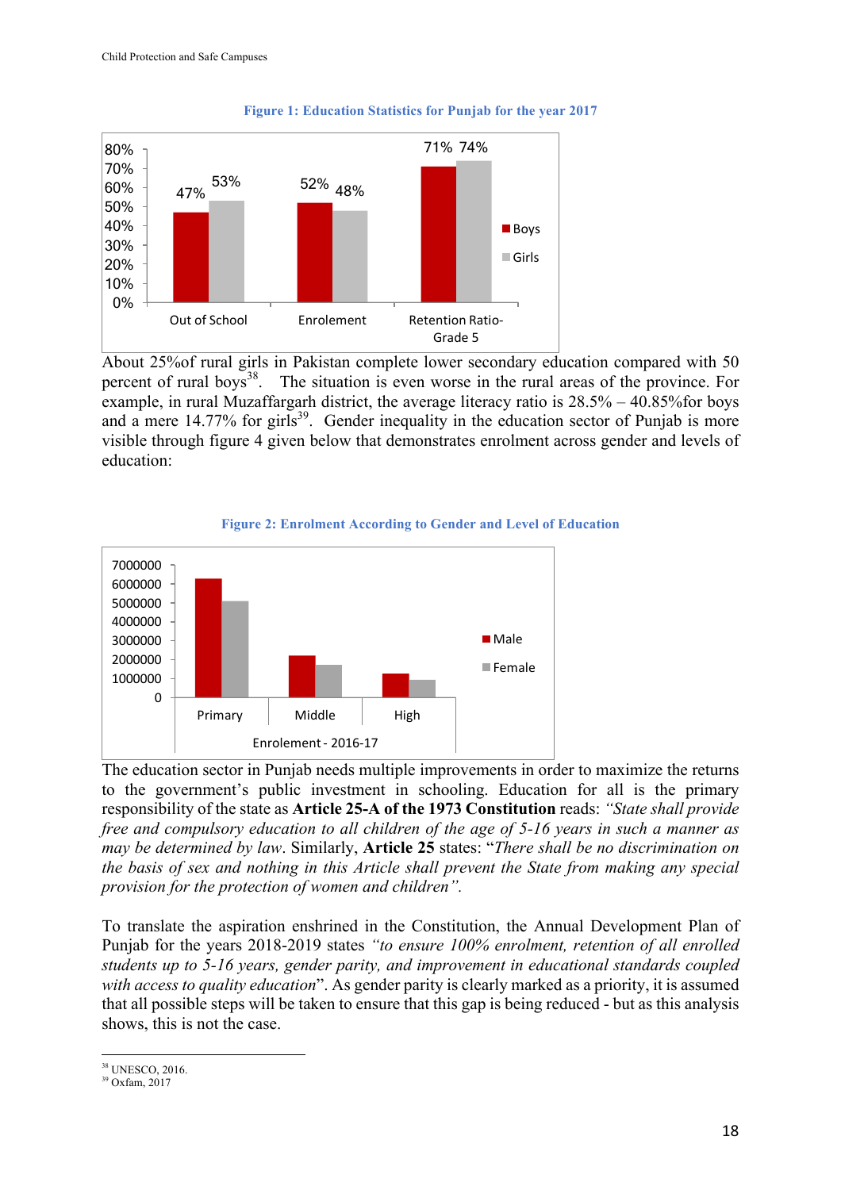**Figure 1: Education Statistics for Punjab for the year 2017**

| | Boys | Girls |
|---|---|---|
| Out of School | 47% | 53% |
| Enrolement | 52% | 48% |
| Retention Ratio-Grade 5 | 71% | 74% |

About 25%of rural girls in Pakistan complete lower secondary education compared with 50 percent of rural boys[38]. The situation is even worse in the rural areas of the province. For example, in rural Muzaffargarh district, the average literacy ratio is 28.5% – 40.85%for boys and a mere 14.77% for girls[39]. Gender inequality in the education sector of Punjab is more visible through figure 4 given below that demonstrates enrolment across gender and levels of education:

**Figure 2: Enrolment According to Gender and Level of Education**

Enrolement - 2016-17

The education sector in Punjab needs multiple improvements in order to maximize the returns to the government's public investment in schooling. Education for all is the primary responsibility of the state as **Article 25-A of the 1973 Constitution** reads: *"State shall provide free and compulsory education to all children of the age of 5-16 years in such a manner as may be determined by law*. Similarly, **Article 25** states: "*There shall be no discrimination on the basis of sex and nothing in this Article shall prevent the State from making any special provision for the protection of women and children".*

To translate the aspiration enshrined in the Constitution, the Annual Development Plan of Punjab for the years 2018-2019 states *"to ensure 100% enrolment, retention of all enrolled students up to 5-16 years, gender parity, and improvement in educational standards coupled with access to quality education*". As gender parity is clearly marked as a priority, it is assumed that all possible steps will be taken to ensure that this gap is being reduced - but as this analysis shows, this is not the case.

[38] UNESCO, 2016.
[39] Oxfam, 2017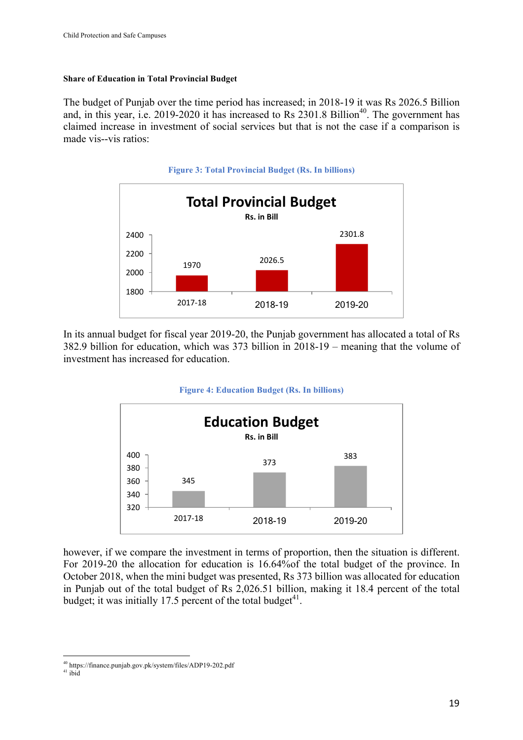**Share of Education in Total Provincial Budget**

The budget of Punjab over the time period has increased; in 2018-19 it was Rs 2026.5 Billion and, in this year, i.e. 2019-2020 it has increased to Rs 2301.8 Billion[40]. The government has claimed increase in investment of social services but that is not the case if a comparison is made vis--vis ratios:

Figure 3: Total Provincial Budget (Rs. In billions)

| Year | Total Provincial Budget (Rs. in Bill) |
|---|---|
| 2017-18 | 1970 |
| 2018-19 | 2026.5 |
| 2019-20 | 2301.8 |

In its annual budget for fiscal year 2019-20, the Punjab government has allocated a total of Rs 382.9 billion for education, which was 373 billion in 2018-19 – meaning that the volume of investment has increased for education.

Figure 4: Education Budget (Rs. In billions)

| Year | Education Budget (Rs. in Bill) |
|---|---|
| 2017-18 | 345 |
| 2018-19 | 373 |
| 2019-20 | 383 |

however, if we compare the investment in terms of proportion, then the situation is different. For 2019-20 the allocation for education is 16.64%of the total budget of the province. In October 2018, when the mini budget was presented, Rs 373 billion was allocated for education in Punjab out of the total budget of Rs 2,026.51 billion, making it 18.4 percent of the total budget; it was initially 17.5 percent of the total budget[41].

[40] https://finance.punjab.gov.pk/system/files/ADP19-202.pdf
[41] ibid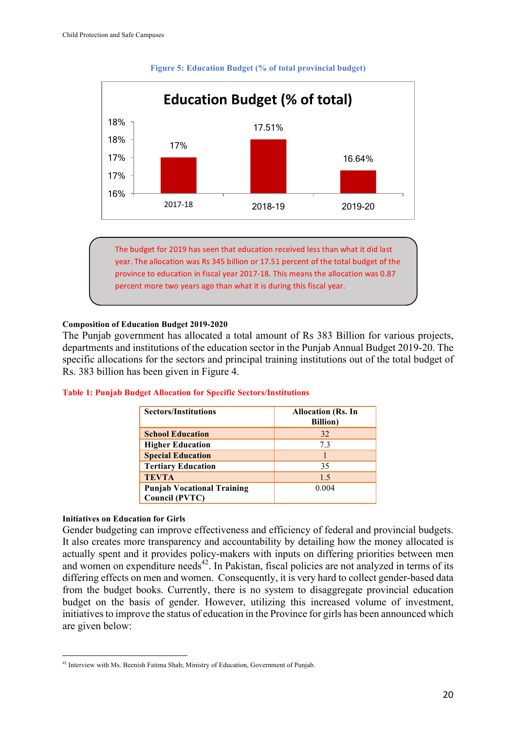**Figure 5: Education Budget (% of total provincial budget)**

**Education Budget (% of total)**

| Year | % of total |
|---|---|
| 2017-18 | 17% |
| 2018-19 | 17.51% |
| 2019-20 | 16.64% |

The budget for 2019 has seen that education received less than what it did last year. The allocation was Rs 345 billion or 17.51 percent of the total budget of the province to education in fiscal year 2017-18. This means the allocation was 0.87 percent more two years ago than what it is during this fiscal year.

**Composition of Education Budget 2019-2020**

The Punjab government has allocated a total amount of Rs 383 Billion for various projects, departments and institutions of the education sector in the Punjab Annual Budget 2019-20. The specific allocations for the sectors and principal training institutions out of the total budget of Rs. 383 billion has been given in Figure 4.

**Table 1: Punjab Budget Allocation for Specific Sectors/Institutions**

| Sectors/Institutions | Allocation (Rs. In Billion) |
|---|---|
| School Education | 32 |
| Higher Education | 7.3 |
| Special Education | 1 |
| Tertiary Education | 35 |
| TEVTA | 1.5 |
| Punjab Vocational Training Council (PVTC) | 0.004 |

**Initiatives on Education for Girls**

Gender budgeting can improve effectiveness and efficiency of federal and provincial budgets. It also creates more transparency and accountability by detailing how the money allocated is actually spent and it provides policy-makers with inputs on differing priorities between men and women on expenditure needs[42]. In Pakistan, fiscal policies are not analyzed in terms of its differing effects on men and women. Consequently, it is very hard to collect gender-based data from the budget books. Currently, there is no system to disaggregate provincial education budget on the basis of gender. However, utilizing this increased volume of investment, initiatives to improve the status of education in the Province for girls has been announced which are given below:

[42] Interview with Ms. Beenish Fatima Shah; Ministry of Education, Government of Punjab.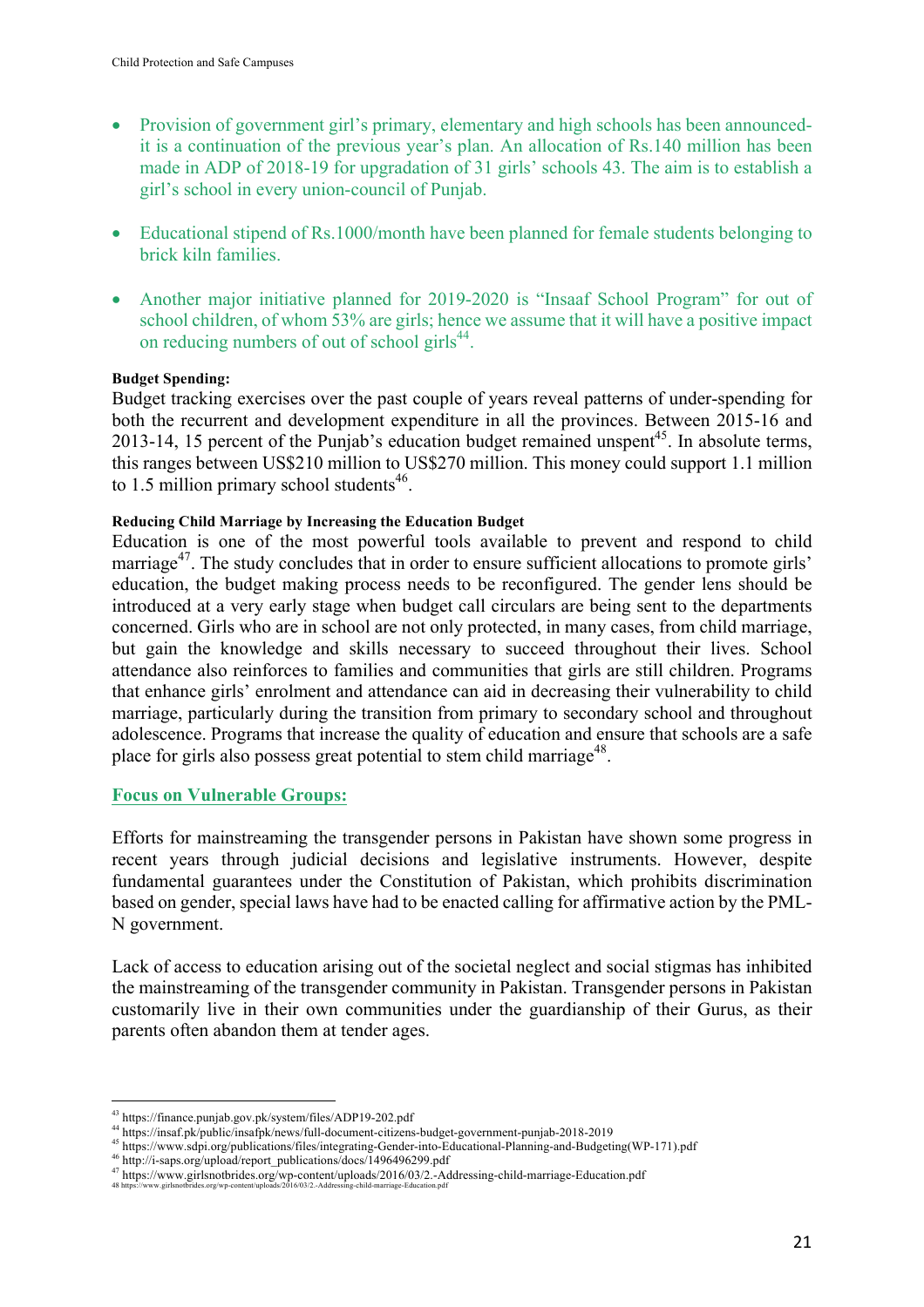- Provision of government girl's primary, elementary and high schools has been announced- it is a continuation of the previous year's plan. An allocation of Rs.140 million has been made in ADP of 2018-19 for upgradation of 31 girls' schools 43. The aim is to establish a girl's school in every union-council of Punjab.

- Educational stipend of Rs.1000/month have been planned for female students belonging to brick kiln families.

- Another major initiative planned for 2019-2020 is "Insaaf School Program" for out of school children, of whom 53% are girls; hence we assume that it will have a positive impact on reducing numbers of out of school girls[44].

**Budget Spending:**

Budget tracking exercises over the past couple of years reveal patterns of under-spending for both the recurrent and development expenditure in all the provinces. Between 2015-16 and 2013-14, 15 percent of the Punjab's education budget remained unspent[45]. In absolute terms, this ranges between US$210 million to US$270 million. This money could support 1.1 million to 1.5 million primary school students[46].

**Reducing Child Marriage by Increasing the Education Budget**

Education is one of the most powerful tools available to prevent and respond to child marriage[47]. The study concludes that in order to ensure sufficient allocations to promote girls' education, the budget making process needs to be reconfigured. The gender lens should be introduced at a very early stage when budget call circulars are being sent to the departments concerned. Girls who are in school are not only protected, in many cases, from child marriage, but gain the knowledge and skills necessary to succeed throughout their lives. School attendance also reinforces to families and communities that girls are still children. Programs that enhance girls' enrolment and attendance can aid in decreasing their vulnerability to child marriage, particularly during the transition from primary to secondary school and throughout adolescence. Programs that increase the quality of education and ensure that schools are a safe place for girls also possess great potential to stem child marriage[48].

## Focus on Vulnerable Groups:

Efforts for mainstreaming the transgender persons in Pakistan have shown some progress in recent years through judicial decisions and legislative instruments. However, despite fundamental guarantees under the Constitution of Pakistan, which prohibits discrimination based on gender, special laws have had to be enacted calling for affirmative action by the PML-N government.

Lack of access to education arising out of the societal neglect and social stigmas has inhibited the mainstreaming of the transgender community in Pakistan. Transgender persons in Pakistan customarily live in their own communities under the guardianship of their Gurus, as their parents often abandon them at tender ages.

---

[43] https://finance.punjab.gov.pk/system/files/ADP19-202.pdf

[44] https://insaf.pk/public/insafpk/news/full-document-citizens-budget-government-punjab-2018-2019

[45] https://www.sdpi.org/publications/files/integrating-Gender-into-Educational-Planning-and-Budgeting(WP-171).pdf

[46] http://i-saps.org/upload/report_publications/docs/1496496299.pdf

[47] https://www.girlsnotbrides.org/wp-content/uploads/2016/03/2.-Addressing-child-marriage-Education.pdf

[48] https://www.girlsnotbrides.org/wp-content/uploads/2016/03/2.-Addressing-child-marriage-Education.pdf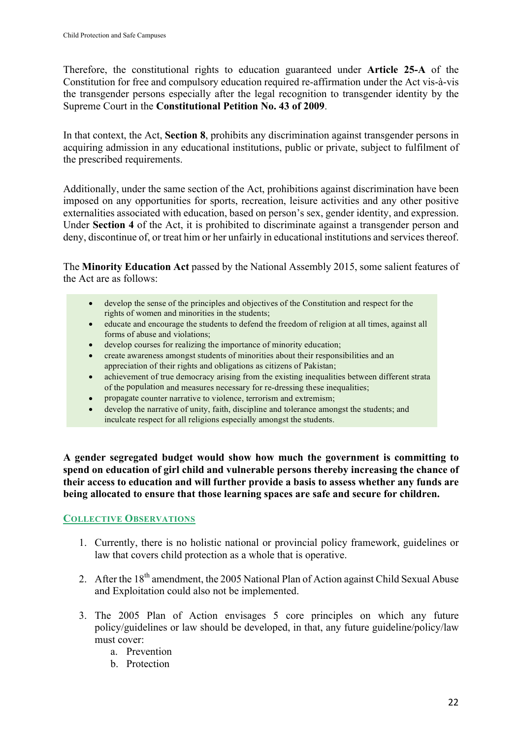Therefore, the constitutional rights to education guaranteed under **Article 25-A** of the Constitution for free and compulsory education required re-affirmation under the Act vis-à-vis the transgender persons especially after the legal recognition to transgender identity by the Supreme Court in the **Constitutional Petition No. 43 of 2009**.

In that context, the Act, **Section 8**, prohibits any discrimination against transgender persons in acquiring admission in any educational institutions, public or private, subject to fulfilment of the prescribed requirements.

Additionally, under the same section of the Act, prohibitions against discrimination have been imposed on any opportunities for sports, recreation, leisure activities and any other positive externalities associated with education, based on person's sex, gender identity, and expression. Under **Section 4** of the Act, it is prohibited to discriminate against a transgender person and deny, discontinue of, or treat him or her unfairly in educational institutions and services thereof.

The **Minority Education Act** passed by the National Assembly 2015, some salient features of the Act are as follows:

- develop the sense of the principles and objectives of the Constitution and respect for the rights of women and minorities in the students;
- educate and encourage the students to defend the freedom of religion at all times, against all forms of abuse and violations;
- develop courses for realizing the importance of minority education;
- create awareness amongst students of minorities about their responsibilities and an appreciation of their rights and obligations as citizens of Pakistan;
- achievement of true democracy arising from the existing inequalities between different strata of the population and measures necessary for re-dressing these inequalities;
- propagate counter narrative to violence, terrorism and extremism;
- develop the narrative of unity, faith, discipline and tolerance amongst the students; and inculcate respect for all religions especially amongst the students.

**A gender segregated budget would show how much the government is committing to spend on education of girl child and vulnerable persons thereby increasing the chance of their access to education and will further provide a basis to assess whether any funds are being allocated to ensure that those learning spaces are safe and secure for children.**

## Collective Observations

1. Currently, there is no holistic national or provincial policy framework, guidelines or law that covers child protection as a whole that is operative.
2. After the 18th amendment, the 2005 National Plan of Action against Child Sexual Abuse and Exploitation could also not be implemented.
3. The 2005 Plan of Action envisages 5 core principles on which any future policy/guidelines or law should be developed, in that, any future guideline/policy/law must cover:
    a. Prevention
    b. Protection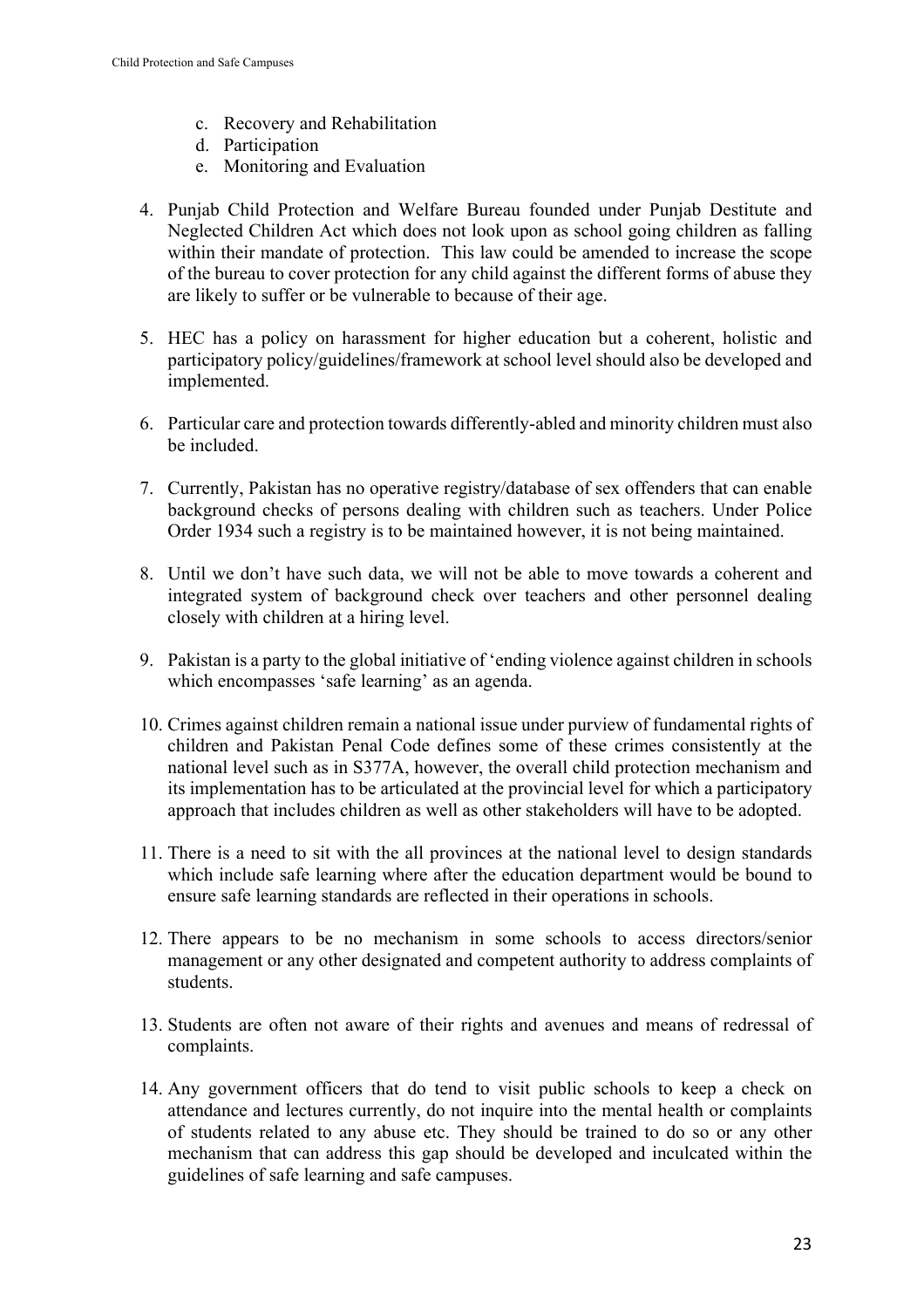c. Recovery and Rehabilitation
d. Participation
e. Monitoring and Evaluation

4. Punjab Child Protection and Welfare Bureau founded under Punjab Destitute and Neglected Children Act which does not look upon as school going children as falling within their mandate of protection. This law could be amended to increase the scope of the bureau to cover protection for any child against the different forms of abuse they are likely to suffer or be vulnerable to because of their age.

5. HEC has a policy on harassment for higher education but a coherent, holistic and participatory policy/guidelines/framework at school level should also be developed and implemented.

6. Particular care and protection towards differently-abled and minority children must also be included.

7. Currently, Pakistan has no operative registry/database of sex offenders that can enable background checks of persons dealing with children such as teachers. Under Police Order 1934 such a registry is to be maintained however, it is not being maintained.

8. Until we don't have such data, we will not be able to move towards a coherent and integrated system of background check over teachers and other personnel dealing closely with children at a hiring level.

9. Pakistan is a party to the global initiative of 'ending violence against children in schools which encompasses 'safe learning' as an agenda.

10. Crimes against children remain a national issue under purview of fundamental rights of children and Pakistan Penal Code defines some of these crimes consistently at the national level such as in S377A, however, the overall child protection mechanism and its implementation has to be articulated at the provincial level for which a participatory approach that includes children as well as other stakeholders will have to be adopted.

11. There is a need to sit with the all provinces at the national level to design standards which include safe learning where after the education department would be bound to ensure safe learning standards are reflected in their operations in schools.

12. There appears to be no mechanism in some schools to access directors/senior management or any other designated and competent authority to address complaints of students.

13. Students are often not aware of their rights and avenues and means of redressal of complaints.

14. Any government officers that do tend to visit public schools to keep a check on attendance and lectures currently, do not inquire into the mental health or complaints of students related to any abuse etc. They should be trained to do so or any other mechanism that can address this gap should be developed and inculcated within the guidelines of safe learning and safe campuses.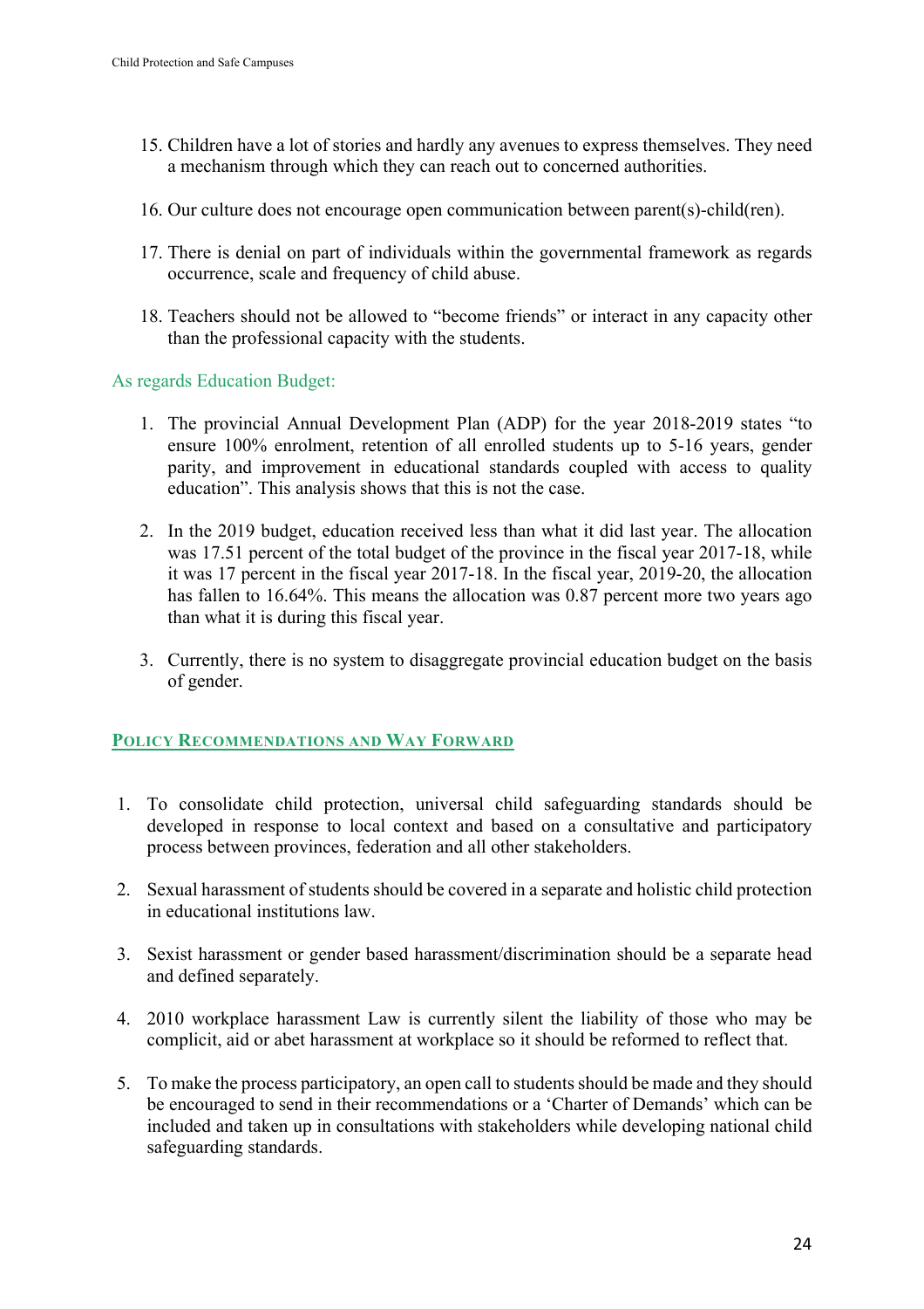15. Children have a lot of stories and hardly any avenues to express themselves. They need a mechanism through which they can reach out to concerned authorities.

16. Our culture does not encourage open communication between parent(s)-child(ren).

17. There is denial on part of individuals within the governmental framework as regards occurrence, scale and frequency of child abuse.

18. Teachers should not be allowed to "become friends" or interact in any capacity other than the professional capacity with the students.

As regards Education Budget:

1. The provincial Annual Development Plan (ADP) for the year 2018-2019 states "to ensure 100% enrolment, retention of all enrolled students up to 5-16 years, gender parity, and improvement in educational standards coupled with access to quality education". This analysis shows that this is not the case.

2. In the 2019 budget, education received less than what it did last year. The allocation was 17.51 percent of the total budget of the province in the fiscal year 2017-18, while it was 17 percent in the fiscal year 2017-18. In the fiscal year, 2019-20, the allocation has fallen to 16.64%. This means the allocation was 0.87 percent more two years ago than what it is during this fiscal year.

3. Currently, there is no system to disaggregate provincial education budget on the basis of gender.

## Policy Recommendations and Way Forward

1. To consolidate child protection, universal child safeguarding standards should be developed in response to local context and based on a consultative and participatory process between provinces, federation and all other stakeholders.

2. Sexual harassment of students should be covered in a separate and holistic child protection in educational institutions law.

3. Sexist harassment or gender based harassment/discrimination should be a separate head and defined separately.

4. 2010 workplace harassment Law is currently silent the liability of those who may be complicit, aid or abet harassment at workplace so it should be reformed to reflect that.

5. To make the process participatory, an open call to students should be made and they should be encouraged to send in their recommendations or a 'Charter of Demands' which can be included and taken up in consultations with stakeholders while developing national child safeguarding standards.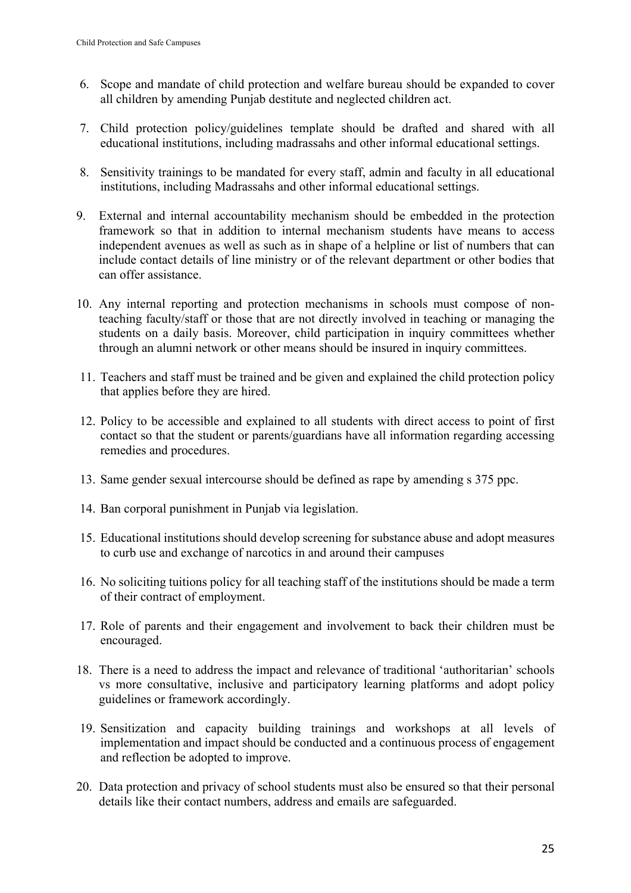6. Scope and mandate of child protection and welfare bureau should be expanded to cover all children by amending Punjab destitute and neglected children act.

7. Child protection policy/guidelines template should be drafted and shared with all educational institutions, including madrassahs and other informal educational settings.

8. Sensitivity trainings to be mandated for every staff, admin and faculty in all educational institutions, including Madrassahs and other informal educational settings.

9. External and internal accountability mechanism should be embedded in the protection framework so that in addition to internal mechanism students have means to access independent avenues as well as such as in shape of a helpline or list of numbers that can include contact details of line ministry or of the relevant department or other bodies that can offer assistance.

10. Any internal reporting and protection mechanisms in schools must compose of non-teaching faculty/staff or those that are not directly involved in teaching or managing the students on a daily basis. Moreover, child participation in inquiry committees whether through an alumni network or other means should be insured in inquiry committees.

11. Teachers and staff must be trained and be given and explained the child protection policy that applies before they are hired.

12. Policy to be accessible and explained to all students with direct access to point of first contact so that the student or parents/guardians have all information regarding accessing remedies and procedures.

13. Same gender sexual intercourse should be defined as rape by amending s 375 ppc.

14. Ban corporal punishment in Punjab via legislation.

15. Educational institutions should develop screening for substance abuse and adopt measures to curb use and exchange of narcotics in and around their campuses

16. No soliciting tuitions policy for all teaching staff of the institutions should be made a term of their contract of employment.

17. Role of parents and their engagement and involvement to back their children must be encouraged.

18. There is a need to address the impact and relevance of traditional 'authoritarian' schools vs more consultative, inclusive and participatory learning platforms and adopt policy guidelines or framework accordingly.

19. Sensitization and capacity building trainings and workshops at all levels of implementation and impact should be conducted and a continuous process of engagement and reflection be adopted to improve.

20. Data protection and privacy of school students must also be ensured so that their personal details like their contact numbers, address and emails are safeguarded.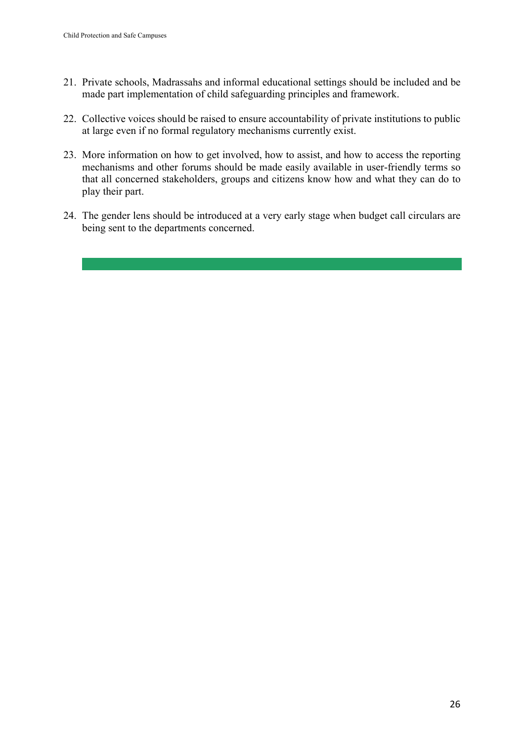21. Private schools, Madrassahs and informal educational settings should be included and be made part implementation of child safeguarding principles and framework.

22. Collective voices should be raised to ensure accountability of private institutions to public at large even if no formal regulatory mechanisms currently exist.

23. More information on how to get involved, how to assist, and how to access the reporting mechanisms and other forums should be made easily available in user-friendly terms so that all concerned stakeholders, groups and citizens know how and what they can do to play their part.

24. The gender lens should be introduced at a very early stage when budget call circulars are being sent to the departments concerned.